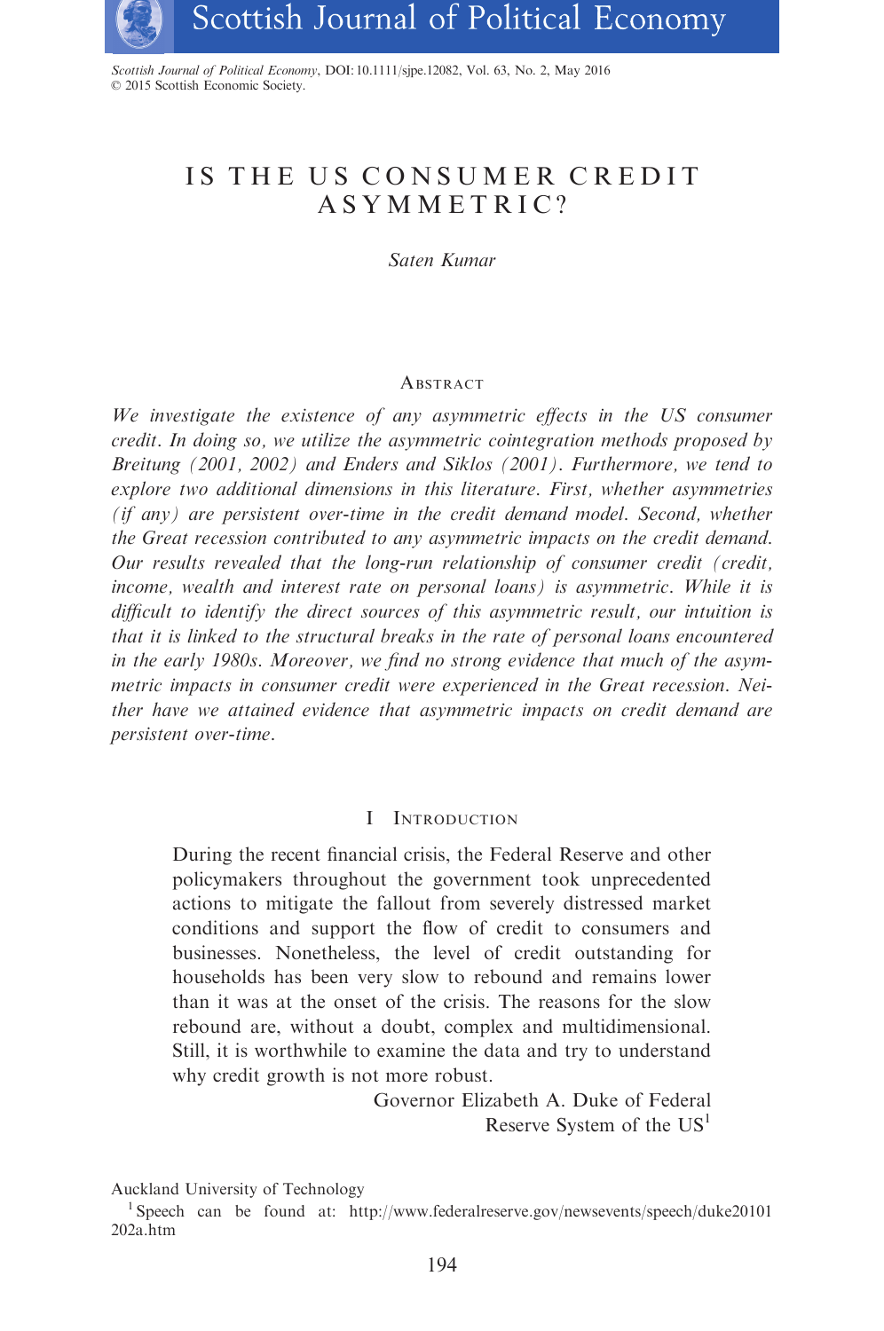# IS THE US CONSUMER CREDIT ASYMMETRIC?

*Saten Kumar*

Abstract

*We investigate the existence of any asymmetric effects in the US consumer credit. In doing so, we utilize the asymmetric cointegration methods proposed by Breitung (2001, 2002) and Enders and Siklos (2001). Furthermore, we tend to explore two additional dimensions in this literature. First, whether asymmetries (if any) are persistent over-time in the credit demand model. Second, whether the Great recession contributed to any asymmetric impacts on the credit demand. Our results revealed that the long-run relationship of consumer credit (credit, income, wealth and interest rate on personal loans) is asymmetric. While it is difficult to identify the direct sources of this asymmetric result, our intuition is that it is linked to the structural breaks in the rate of personal loans encountered in the early 1980s. Moreover, we find no strong evidence that much of the asymmetric impacts in consumer credit were experienced in the Great recession. Neither have we attained evidence that asymmetric impacts on credit demand are persistent over-time.*

## I Introduction

> During the recent financial crisis, the Federal Reserve and other policymakers throughout the government took unprecedented actions to mitigate the fallout from severely distressed market conditions and support the flow of credit to consumers and businesses. Nonetheless, the level of credit outstanding for households has been very slow to rebound and remains lower than it was at the onset of the crisis. The reasons for the slow rebound are, without a doubt, complex and multidimensional. Still, it is worthwhile to examine the data and try to understand why credit growth is not more robust.
>
> Governor Elizabeth A. Duke of Federal Reserve System of the US[1]

Auckland University of Technology

[1] Speech can be found at: http://www.federalreserve.gov/newsevents/speech/duke20101202a.htm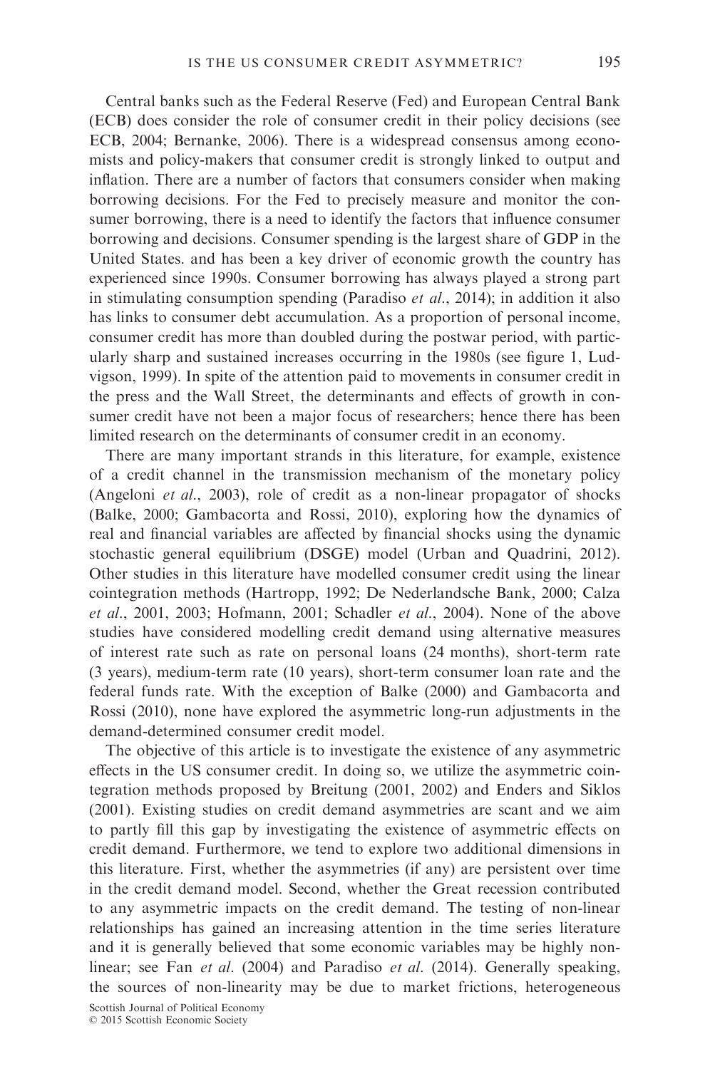Central banks such as the Federal Reserve (Fed) and European Central Bank (ECB) does consider the role of consumer credit in their policy decisions (see ECB, 2004; Bernanke, 2006). There is a widespread consensus among economists and policy-makers that consumer credit is strongly linked to output and inflation. There are a number of factors that consumers consider when making borrowing decisions. For the Fed to precisely measure and monitor the consumer borrowing, there is a need to identify the factors that influence consumer borrowing and decisions. Consumer spending is the largest share of GDP in the United States. and has been a key driver of economic growth the country has experienced since 1990s. Consumer borrowing has always played a strong part in stimulating consumption spending (Paradiso *et al.*, 2014); in addition it also has links to consumer debt accumulation. As a proportion of personal income, consumer credit has more than doubled during the postwar period, with particularly sharp and sustained increases occurring in the 1980s (see figure 1, Ludvigson, 1999). In spite of the attention paid to movements in consumer credit in the press and the Wall Street, the determinants and effects of growth in consumer credit have not been a major focus of researchers; hence there has been limited research on the determinants of consumer credit in an economy.

There are many important strands in this literature, for example, existence of a credit channel in the transmission mechanism of the monetary policy (Angeloni *et al.*, 2003), role of credit as a non-linear propagator of shocks (Balke, 2000; Gambacorta and Rossi, 2010), exploring how the dynamics of real and financial variables are affected by financial shocks using the dynamic stochastic general equilibrium (DSGE) model (Urban and Quadrini, 2012). Other studies in this literature have modelled consumer credit using the linear cointegration methods (Hartropp, 1992; De Nederlandsche Bank, 2000; Calza *et al.*, 2001, 2003; Hofmann, 2001; Schadler *et al.*, 2004). None of the above studies have considered modelling credit demand using alternative measures of interest rate such as rate on personal loans (24 months), short-term rate (3 years), medium-term rate (10 years), short-term consumer loan rate and the federal funds rate. With the exception of Balke (2000) and Gambacorta and Rossi (2010), none have explored the asymmetric long-run adjustments in the demand-determined consumer credit model.

The objective of this article is to investigate the existence of any asymmetric effects in the US consumer credit. In doing so, we utilize the asymmetric cointegration methods proposed by Breitung (2001, 2002) and Enders and Siklos (2001). Existing studies on credit demand asymmetries are scant and we aim to partly fill this gap by investigating the existence of asymmetric effects on credit demand. Furthermore, we tend to explore two additional dimensions in this literature. First, whether the asymmetries (if any) are persistent over time in the credit demand model. Second, whether the Great recession contributed to any asymmetric impacts on the credit demand. The testing of non-linear relationships has gained an increasing attention in the time series literature and it is generally believed that some economic variables may be highly non-linear; see Fan *et al.* (2004) and Paradiso *et al.* (2014). Generally speaking, the sources of non-linearity may be due to market frictions, heterogeneous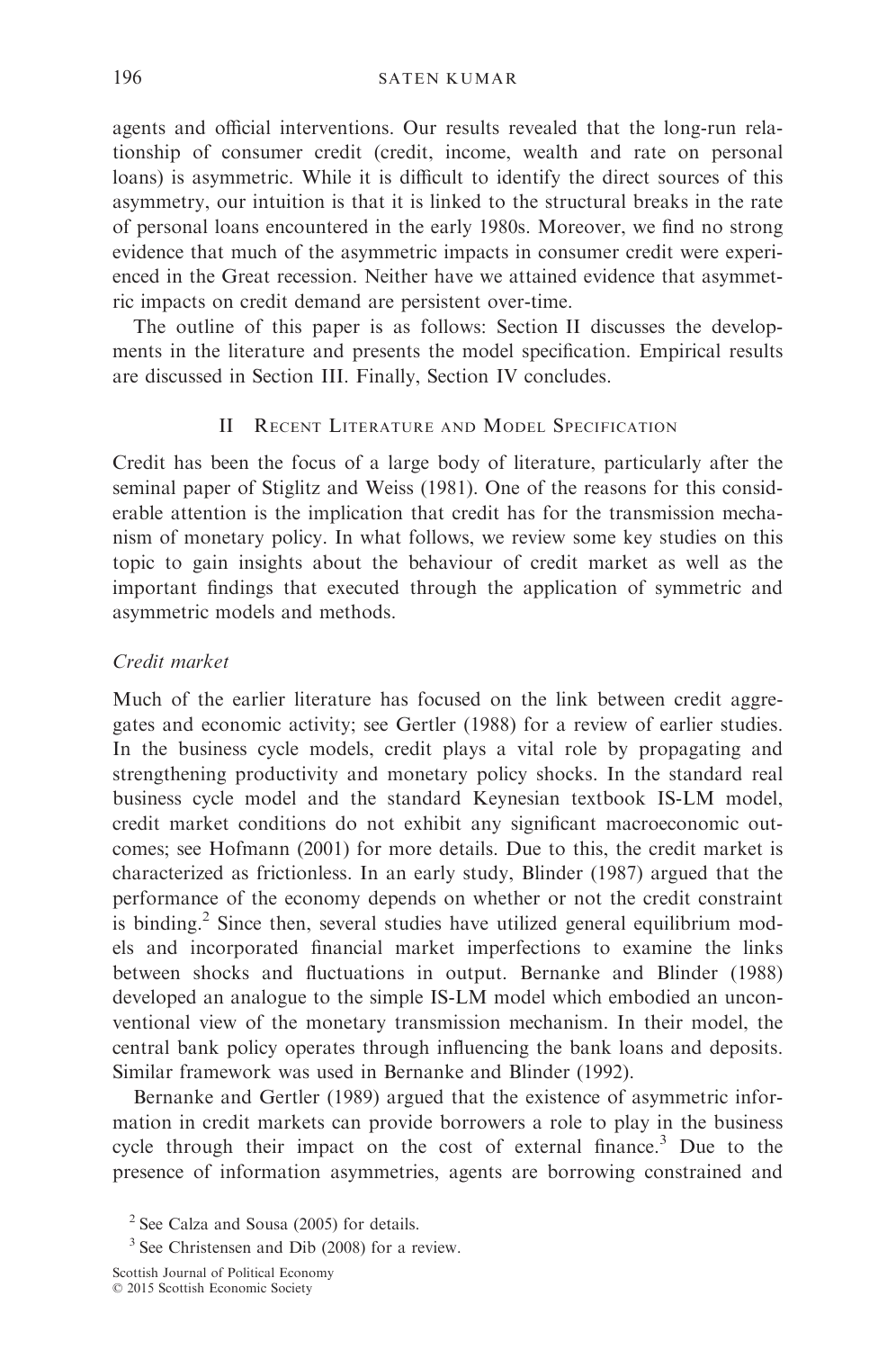agents and official interventions. Our results revealed that the long-run relationship of consumer credit (credit, income, wealth and rate on personal loans) is asymmetric. While it is difficult to identify the direct sources of this asymmetry, our intuition is that it is linked to the structural breaks in the rate of personal loans encountered in the early 1980s. Moreover, we find no strong evidence that much of the asymmetric impacts in consumer credit were experienced in the Great recession. Neither have we attained evidence that asymmetric impacts on credit demand are persistent over-time.

The outline of this paper is as follows: Section II discusses the developments in the literature and presents the model specification. Empirical results are discussed in Section III. Finally, Section IV concludes.

## II Recent Literature and Model Specification

Credit has been the focus of a large body of literature, particularly after the seminal paper of Stiglitz and Weiss (1981). One of the reasons for this considerable attention is the implication that credit has for the transmission mechanism of monetary policy. In what follows, we review some key studies on this topic to gain insights about the behaviour of credit market as well as the important findings that executed through the application of symmetric and asymmetric models and methods.

### *Credit market*

Much of the earlier literature has focused on the link between credit aggregates and economic activity; see Gertler (1988) for a review of earlier studies. In the business cycle models, credit plays a vital role by propagating and strengthening productivity and monetary policy shocks. In the standard real business cycle model and the standard Keynesian textbook IS-LM model, credit market conditions do not exhibit any significant macroeconomic outcomes; see Hofmann (2001) for more details. Due to this, the credit market is characterized as frictionless. In an early study, Blinder (1987) argued that the performance of the economy depends on whether or not the credit constraint is binding.[2] Since then, several studies have utilized general equilibrium models and incorporated financial market imperfections to examine the links between shocks and fluctuations in output. Bernanke and Blinder (1988) developed an analogue to the simple IS-LM model which embodied an unconventional view of the monetary transmission mechanism. In their model, the central bank policy operates through influencing the bank loans and deposits. Similar framework was used in Bernanke and Blinder (1992).

Bernanke and Gertler (1989) argued that the existence of asymmetric information in credit markets can provide borrowers a role to play in the business cycle through their impact on the cost of external finance.[3] Due to the presence of information asymmetries, agents are borrowing constrained and

[2] See Calza and Sousa (2005) for details.

[3] See Christensen and Dib (2008) for a review.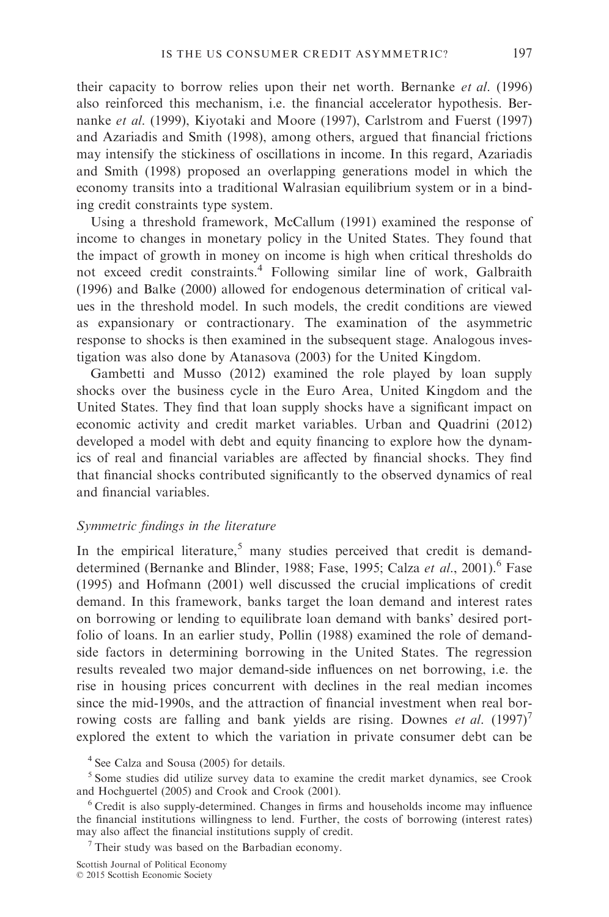their capacity to borrow relies upon their net worth. Bernanke *et al.* (1996) also reinforced this mechanism, i.e. the financial accelerator hypothesis. Bernanke *et al.* (1999), Kiyotaki and Moore (1997), Carlstrom and Fuerst (1997) and Azariadis and Smith (1998), among others, argued that financial frictions may intensify the stickiness of oscillations in income. In this regard, Azariadis and Smith (1998) proposed an overlapping generations model in which the economy transits into a traditional Walrasian equilibrium system or in a binding credit constraints type system.

Using a threshold framework, McCallum (1991) examined the response of income to changes in monetary policy in the United States. They found that the impact of growth in money on income is high when critical thresholds do not exceed credit constraints.[4] Following similar line of work, Galbraith (1996) and Balke (2000) allowed for endogenous determination of critical values in the threshold model. In such models, the credit conditions are viewed as expansionary or contractionary. The examination of the asymmetric response to shocks is then examined in the subsequent stage. Analogous investigation was also done by Atanasova (2003) for the United Kingdom.

Gambetti and Musso (2012) examined the role played by loan supply shocks over the business cycle in the Euro Area, United Kingdom and the United States. They find that loan supply shocks have a significant impact on economic activity and credit market variables. Urban and Quadrini (2012) developed a model with debt and equity financing to explore how the dynamics of real and financial variables are affected by financial shocks. They find that financial shocks contributed significantly to the observed dynamics of real and financial variables.

*Symmetric findings in the literature*

In the empirical literature,[5] many studies perceived that credit is demand-determined (Bernanke and Blinder, 1988; Fase, 1995; Calza *et al.*, 2001).[6] Fase (1995) and Hofmann (2001) well discussed the crucial implications of credit demand. In this framework, banks target the loan demand and interest rates on borrowing or lending to equilibrate loan demand with banks' desired portfolio of loans. In an earlier study, Pollin (1988) examined the role of demand-side factors in determining borrowing in the United States. The regression results revealed two major demand-side influences on net borrowing, i.e. the rise in housing prices concurrent with declines in the real median incomes since the mid-1990s, and the attraction of financial investment when real borrowing costs are falling and bank yields are rising. Downes *et al.* (1997)[7] explored the extent to which the variation in private consumer debt can be

[4] See Calza and Sousa (2005) for details.

[5] Some studies did utilize survey data to examine the credit market dynamics, see Crook and Hochguertel (2005) and Crook and Crook (2001).

[6] Credit is also supply-determined. Changes in firms and households income may influence the financial institutions willingness to lend. Further, the costs of borrowing (interest rates) may also affect the financial institutions supply of credit.

[7] Their study was based on the Barbadian economy.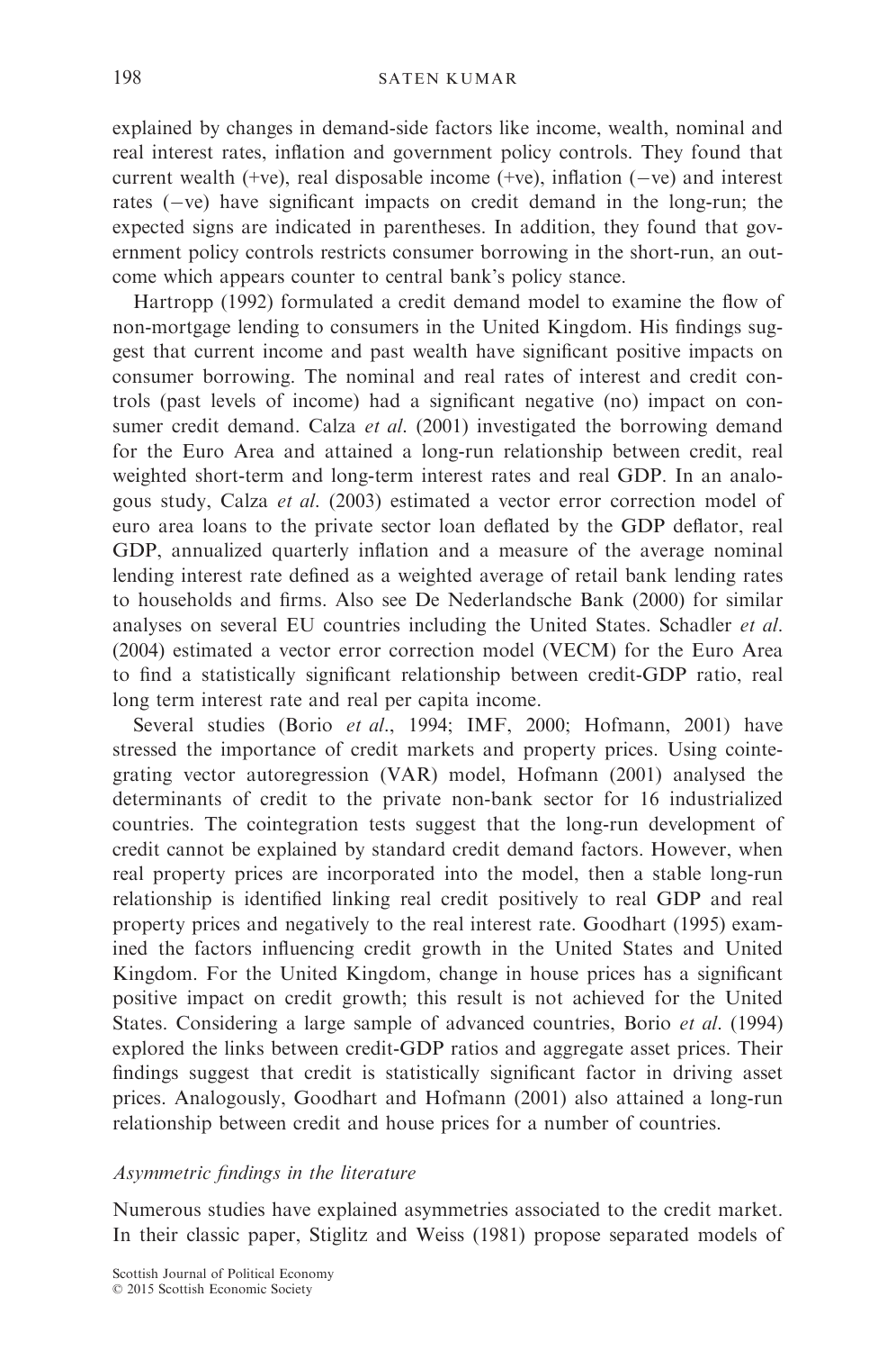explained by changes in demand-side factors like income, wealth, nominal and real interest rates, inflation and government policy controls. They found that current wealth (+ve), real disposable income (+ve), inflation (−ve) and interest rates (−ve) have significant impacts on credit demand in the long-run; the expected signs are indicated in parentheses. In addition, they found that government policy controls restricts consumer borrowing in the short-run, an outcome which appears counter to central bank's policy stance.

Hartropp (1992) formulated a credit demand model to examine the flow of non-mortgage lending to consumers in the United Kingdom. His findings suggest that current income and past wealth have significant positive impacts on consumer borrowing. The nominal and real rates of interest and credit controls (past levels of income) had a significant negative (no) impact on consumer credit demand. Calza *et al*. (2001) investigated the borrowing demand for the Euro Area and attained a long-run relationship between credit, real weighted short-term and long-term interest rates and real GDP. In an analogous study, Calza *et al*. (2003) estimated a vector error correction model of euro area loans to the private sector loan deflated by the GDP deflator, real GDP, annualized quarterly inflation and a measure of the average nominal lending interest rate defined as a weighted average of retail bank lending rates to households and firms. Also see De Nederlandsche Bank (2000) for similar analyses on several EU countries including the United States. Schadler *et al*. (2004) estimated a vector error correction model (VECM) for the Euro Area to find a statistically significant relationship between credit-GDP ratio, real long term interest rate and real per capita income.

Several studies (Borio *et al*., 1994; IMF, 2000; Hofmann, 2001) have stressed the importance of credit markets and property prices. Using cointegrating vector autoregression (VAR) model, Hofmann (2001) analysed the determinants of credit to the private non-bank sector for 16 industrialized countries. The cointegration tests suggest that the long-run development of credit cannot be explained by standard credit demand factors. However, when real property prices are incorporated into the model, then a stable long-run relationship is identified linking real credit positively to real GDP and real property prices and negatively to the real interest rate. Goodhart (1995) examined the factors influencing credit growth in the United States and United Kingdom. For the United Kingdom, change in house prices has a significant positive impact on credit growth; this result is not achieved for the United States. Considering a large sample of advanced countries, Borio *et al*. (1994) explored the links between credit-GDP ratios and aggregate asset prices. Their findings suggest that credit is statistically significant factor in driving asset prices. Analogously, Goodhart and Hofmann (2001) also attained a long-run relationship between credit and house prices for a number of countries.

### *Asymmetric findings in the literature*

Numerous studies have explained asymmetries associated to the credit market. In their classic paper, Stiglitz and Weiss (1981) propose separated models of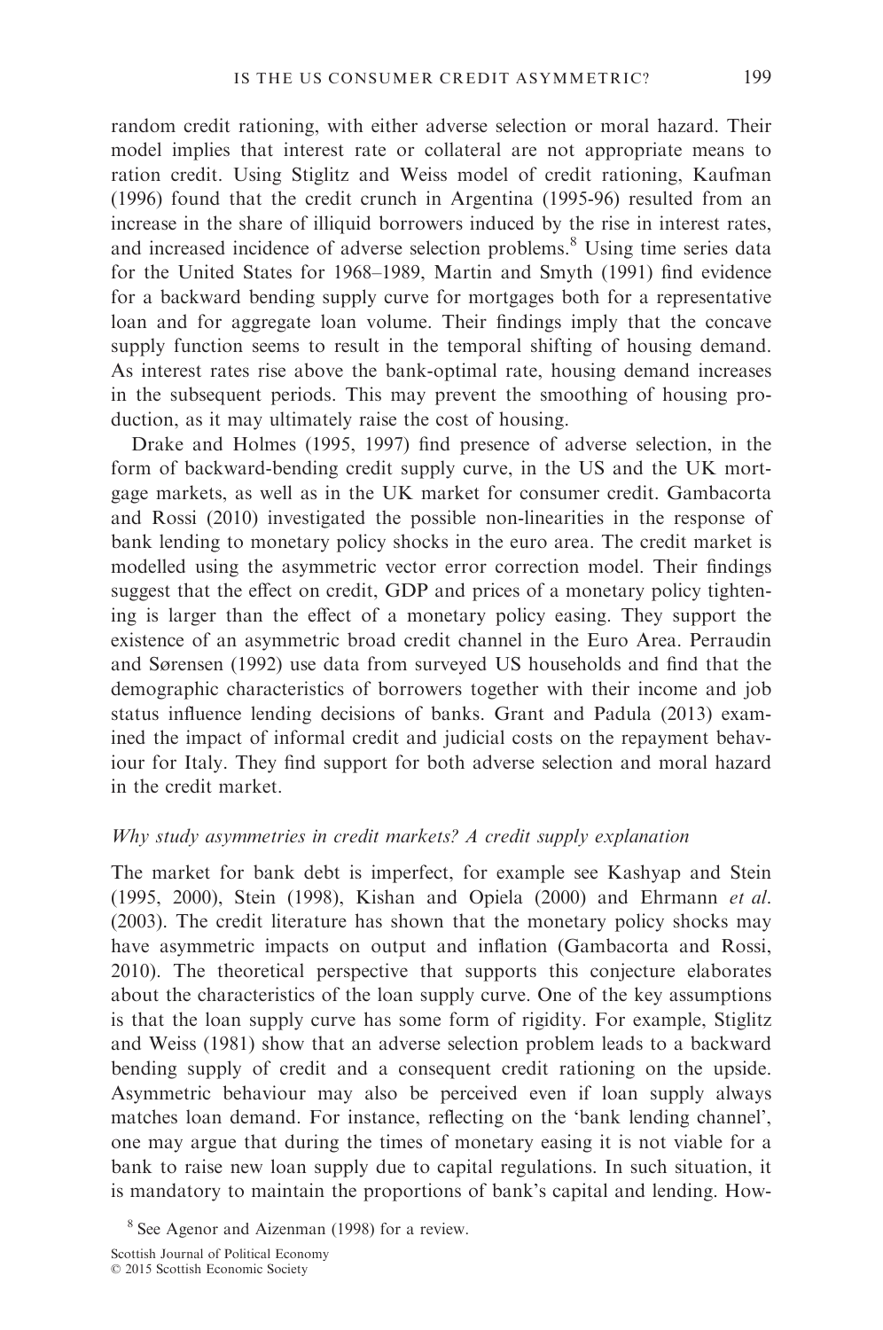random credit rationing, with either adverse selection or moral hazard. Their model implies that interest rate or collateral are not appropriate means to ration credit. Using Stiglitz and Weiss model of credit rationing, Kaufman (1996) found that the credit crunch in Argentina (1995-96) resulted from an increase in the share of illiquid borrowers induced by the rise in interest rates, and increased incidence of adverse selection problems.[8] Using time series data for the United States for 1968–1989, Martin and Smyth (1991) find evidence for a backward bending supply curve for mortgages both for a representative loan and for aggregate loan volume. Their findings imply that the concave supply function seems to result in the temporal shifting of housing demand. As interest rates rise above the bank-optimal rate, housing demand increases in the subsequent periods. This may prevent the smoothing of housing production, as it may ultimately raise the cost of housing.

Drake and Holmes (1995, 1997) find presence of adverse selection, in the form of backward-bending credit supply curve, in the US and the UK mortgage markets, as well as in the UK market for consumer credit. Gambacorta and Rossi (2010) investigated the possible non-linearities in the response of bank lending to monetary policy shocks in the euro area. The credit market is modelled using the asymmetric vector error correction model. Their findings suggest that the effect on credit, GDP and prices of a monetary policy tightening is larger than the effect of a monetary policy easing. They support the existence of an asymmetric broad credit channel in the Euro Area. Perraudin and Sørensen (1992) use data from surveyed US households and find that the demographic characteristics of borrowers together with their income and job status influence lending decisions of banks. Grant and Padula (2013) examined the impact of informal credit and judicial costs on the repayment behaviour for Italy. They find support for both adverse selection and moral hazard in the credit market.

### *Why study asymmetries in credit markets? A credit supply explanation*

The market for bank debt is imperfect, for example see Kashyap and Stein (1995, 2000), Stein (1998), Kishan and Opiela (2000) and Ehrmann *et al.* (2003). The credit literature has shown that the monetary policy shocks may have asymmetric impacts on output and inflation (Gambacorta and Rossi, 2010). The theoretical perspective that supports this conjecture elaborates about the characteristics of the loan supply curve. One of the key assumptions is that the loan supply curve has some form of rigidity. For example, Stiglitz and Weiss (1981) show that an adverse selection problem leads to a backward bending supply of credit and a consequent credit rationing on the upside. Asymmetric behaviour may also be perceived even if loan supply always matches loan demand. For instance, reflecting on the 'bank lending channel', one may argue that during the times of monetary easing it is not viable for a bank to raise new loan supply due to capital regulations. In such situation, it is mandatory to maintain the proportions of bank's capital and lending. How-

[8] See Agenor and Aizenman (1998) for a review.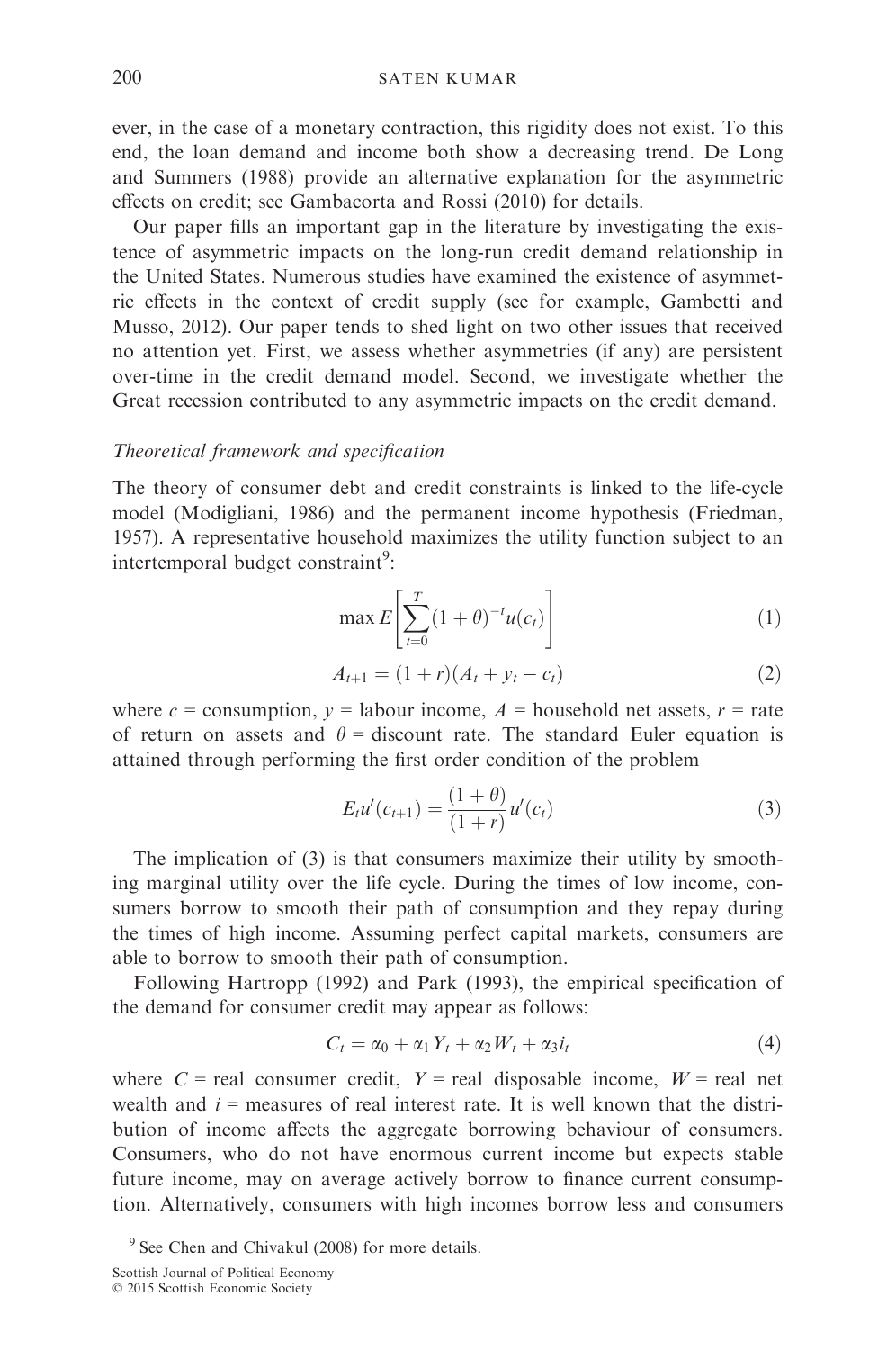ever, in the case of a monetary contraction, this rigidity does not exist. To this end, the loan demand and income both show a decreasing trend. De Long and Summers (1988) provide an alternative explanation for the asymmetric effects on credit; see Gambacorta and Rossi (2010) for details.

Our paper fills an important gap in the literature by investigating the existence of asymmetric impacts on the long-run credit demand relationship in the United States. Numerous studies have examined the existence of asymmetric effects in the context of credit supply (see for example, Gambetti and Musso, 2012). Our paper tends to shed light on two other issues that received no attention yet. First, we assess whether asymmetries (if any) are persistent over-time in the credit demand model. Second, we investigate whether the Great recession contributed to any asymmetric impacts on the credit demand.

*Theoretical framework and specification*

The theory of consumer debt and credit constraints is linked to the life-cycle model (Modigliani, 1986) and the permanent income hypothesis (Friedman, 1957). A representative household maximizes the utility function subject to an intertemporal budget constraint[9]:

$$\max E\left[\sum_{t=0}^{T}(1+\theta)^{-t}u(c_t)\right] \tag{1}$$

$$A_{t+1} = (1+r)(A_t + y_t - c_t) \tag{2}$$

where $c$ = consumption, $y$ = labour income, $A$ = household net assets, $r$ = rate of return on assets and $\theta$ = discount rate. The standard Euler equation is attained through performing the first order condition of the problem

$$E_t u'(c_{t+1}) = \frac{(1+\theta)}{(1+r)}u'(c_t) \tag{3}$$

The implication of (3) is that consumers maximize their utility by smoothing marginal utility over the life cycle. During the times of low income, consumers borrow to smooth their path of consumption and they repay during the times of high income. Assuming perfect capital markets, consumers are able to borrow to smooth their path of consumption.

Following Hartropp (1992) and Park (1993), the empirical specification of the demand for consumer credit may appear as follows:

$$C_t = \alpha_0 + \alpha_1 Y_t + \alpha_2 W_t + \alpha_3 i_t \tag{4}$$

where $C$ = real consumer credit, $Y$ = real disposable income, $W$ = real net wealth and $i$ = measures of real interest rate. It is well known that the distribution of income affects the aggregate borrowing behaviour of consumers. Consumers, who do not have enormous current income but expects stable future income, may on average actively borrow to finance current consumption. Alternatively, consumers with high incomes borrow less and consumers

[9] See Chen and Chivakul (2008) for more details.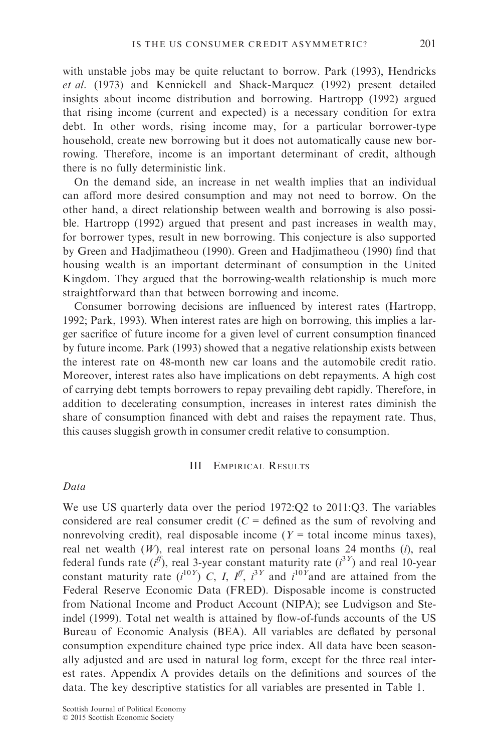with unstable jobs may be quite reluctant to borrow. Park (1993), Hendricks *et al*. (1973) and Kennickell and Shack-Marquez (1992) present detailed insights about income distribution and borrowing. Hartropp (1992) argued that rising income (current and expected) is a necessary condition for extra debt. In other words, rising income may, for a particular borrower-type household, create new borrowing but it does not automatically cause new borrowing. Therefore, income is an important determinant of credit, although there is no fully deterministic link.

On the demand side, an increase in net wealth implies that an individual can afford more desired consumption and may not need to borrow. On the other hand, a direct relationship between wealth and borrowing is also possible. Hartropp (1992) argued that present and past increases in wealth may, for borrower types, result in new borrowing. This conjecture is also supported by Green and Hadjimatheou (1990). Green and Hadjimatheou (1990) find that housing wealth is an important determinant of consumption in the United Kingdom. They argued that the borrowing-wealth relationship is much more straightforward than that between borrowing and income.

Consumer borrowing decisions are influenced by interest rates (Hartropp, 1992; Park, 1993). When interest rates are high on borrowing, this implies a larger sacrifice of future income for a given level of current consumption financed by future income. Park (1993) showed that a negative relationship exists between the interest rate on 48-month new car loans and the automobile credit ratio. Moreover, interest rates also have implications on debt repayments. A high cost of carrying debt tempts borrowers to repay prevailing debt rapidly. Therefore, in addition to decelerating consumption, increases in interest rates diminish the share of consumption financed with debt and raises the repayment rate. Thus, this causes sluggish growth in consumer credit relative to consumption.

## III Empirical Results

*Data*

We use US quarterly data over the period 1972:Q2 to 2011:Q3. The variables considered are real consumer credit ($C$ = defined as the sum of revolving and nonrevolving credit), real disposable income ($Y$ = total income minus taxes), real net wealth ($W$), real interest rate on personal loans 24 months ($i$), real federal funds rate ($i^{ff}$), real 3-year constant maturity rate ($i^{3Y}$) and real 10-year constant maturity rate ($i^{10Y}$) $C$, $I$, $I^{ff}$, $i^{3Y}$ and $i^{10Y}$and are attained from the Federal Reserve Economic Data (FRED). Disposable income is constructed from National Income and Product Account (NIPA); see Ludvigson and Steindel (1999). Total net wealth is attained by flow-of-funds accounts of the US Bureau of Economic Analysis (BEA). All variables are deflated by personal consumption expenditure chained type price index. All data have been seasonally adjusted and are used in natural log form, except for the three real interest rates. Appendix A provides details on the definitions and sources of the data. The key descriptive statistics for all variables are presented in Table 1.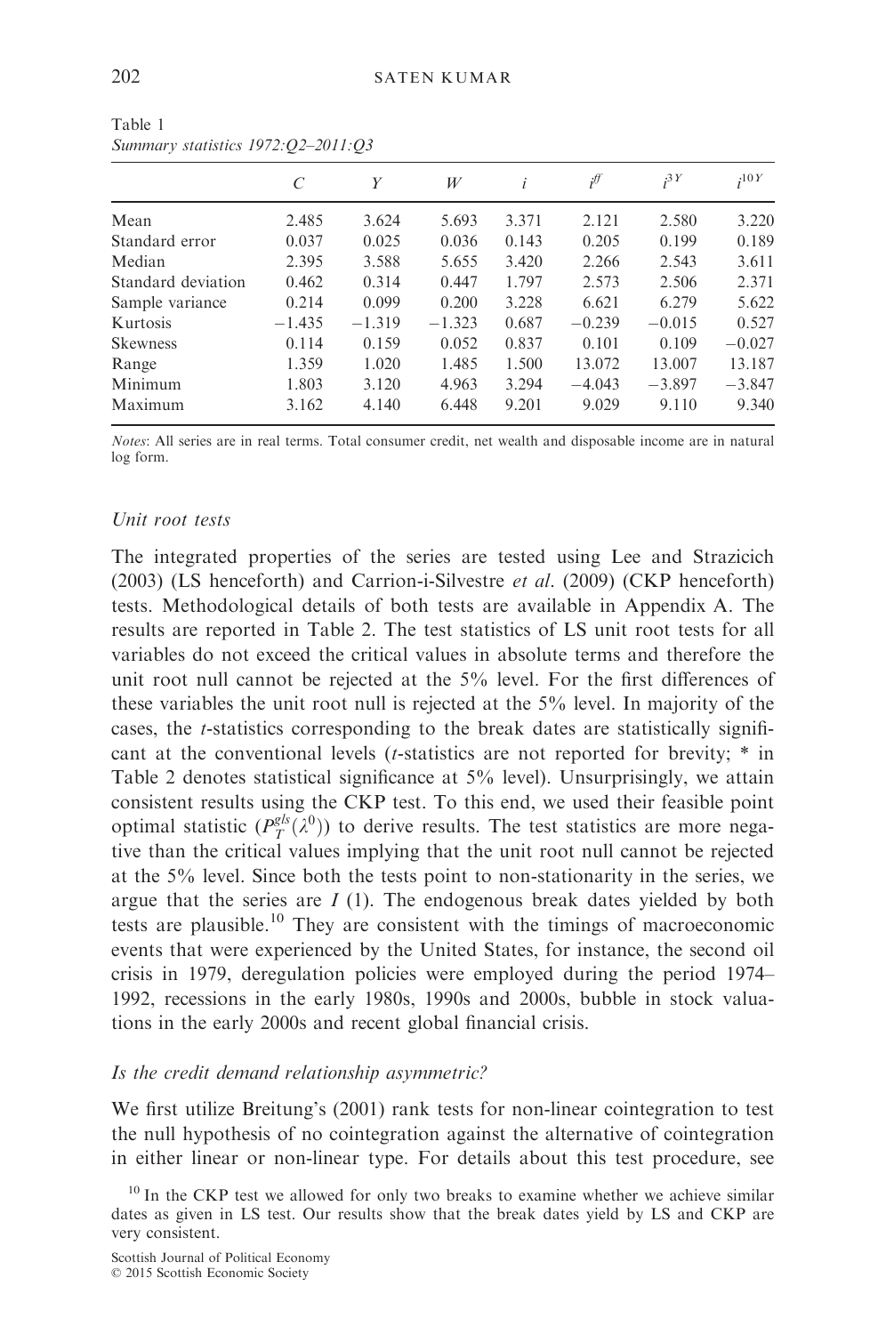Table 1
*Summary statistics 1972:Q2–2011:Q3*

| | $C$ | $Y$ | $W$ | $i$ | $i^{ff}$ | $i^{3Y}$ | $i^{10Y}$ |
|---|---|---|---|---|---|---|---|
| Mean | 2.485 | 3.624 | 5.693 | 3.371 | 2.121 | 2.580 | 3.220 |
| Standard error | 0.037 | 0.025 | 0.036 | 0.143 | 0.205 | 0.199 | 0.189 |
| Median | 2.395 | 3.588 | 5.655 | 3.420 | 2.266 | 2.543 | 3.611 |
| Standard deviation | 0.462 | 0.314 | 0.447 | 1.797 | 2.573 | 2.506 | 2.371 |
| Sample variance | 0.214 | 0.099 | 0.200 | 3.228 | 6.621 | 6.279 | 5.622 |
| Kurtosis | −1.435 | −1.319 | −1.323 | 0.687 | −0.239 | −0.015 | 0.527 |
| Skewness | 0.114 | 0.159 | 0.052 | 0.837 | 0.101 | 0.109 | −0.027 |
| Range | 1.359 | 1.020 | 1.485 | 1.500 | 13.072 | 13.007 | 13.187 |
| Minimum | 1.803 | 3.120 | 4.963 | 3.294 | −4.043 | −3.897 | −3.847 |
| Maximum | 3.162 | 4.140 | 6.448 | 9.201 | 9.029 | 9.110 | 9.340 |

*Notes*: All series are in real terms. Total consumer credit, net wealth and disposable income are in natural log form.

### *Unit root tests*

The integrated properties of the series are tested using Lee and Strazicich (2003) (LS henceforth) and Carrion-i-Silvestre *et al.* (2009) (CKP henceforth) tests. Methodological details of both tests are available in Appendix A. The results are reported in Table 2. The test statistics of LS unit root tests for all variables do not exceed the critical values in absolute terms and therefore the unit root null cannot be rejected at the 5% level. For the first differences of these variables the unit root null is rejected at the 5% level. In majority of the cases, the *t*-statistics corresponding to the break dates are statistically significant at the conventional levels (*t*-statistics are not reported for brevity; * in Table 2 denotes statistical significance at 5% level). Unsurprisingly, we attain consistent results using the CKP test. To this end, we used their feasible point optimal statistic ($P_T^{gls}(\lambda^0)$) to derive results. The test statistics are more negative than the critical values implying that the unit root null cannot be rejected at the 5% level. Since both the tests point to non-stationarity in the series, we argue that the series are $I$ (1). The endogenous break dates yielded by both tests are plausible.[10] They are consistent with the timings of macroeconomic events that were experienced by the United States, for instance, the second oil crisis in 1979, deregulation policies were employed during the period 1974–1992, recessions in the early 1980s, 1990s and 2000s, bubble in stock valuations in the early 2000s and recent global financial crisis.

### *Is the credit demand relationship asymmetric?*

We first utilize Breitung's (2001) rank tests for non-linear cointegration to test the null hypothesis of no cointegration against the alternative of cointegration in either linear or non-linear type. For details about this test procedure, see

[10] In the CKP test we allowed for only two breaks to examine whether we achieve similar dates as given in LS test. Our results show that the break dates yield by LS and CKP are very consistent.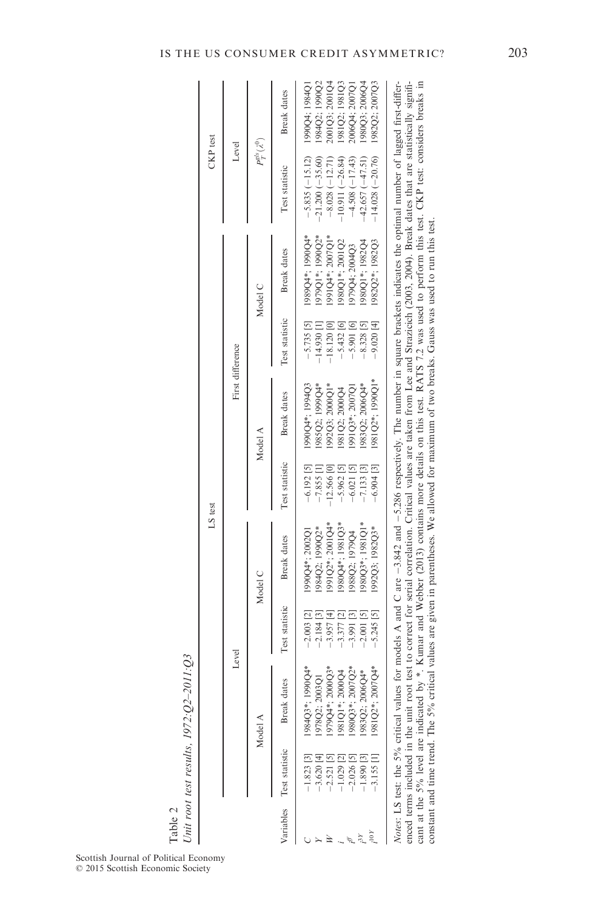Table 2
*Unit root test results, 1972:Q2–2011:Q3*

| Variables | LS test | | | | | | | | CKP test | |
|---|---|---|---|---|---|---|---|---|---|---|
| | Level | | | | First difference | | | | Level | |
| | Model A | | Model C | | Model A | | Model C | | $P_T^{gls}(\lambda^0)$ | |
| | Test statistic | Break dates | Test statistic | Break dates | Test statistic | Break dates | Test statistic | Break dates | Test statistic | Break dates |
| $C$ | −1.823 [3] | 1984Q3*; 1990Q4* | −2.003 [2] | 1990Q4*; 2002Q1 | −6.192 [5] | 1990Q4*; 1994Q3 | −5.735 [5] | 1989Q4*; 1990Q4* | −5.835 (−15.12) | 1990Q4; 1984Q1 |
| $Y$ | −3.620 [4] | 1978Q2; 2003Q1 | −2.184 [3] | 1984Q2; 1990Q2* | −7.855 [1] | 1985Q2; 1999Q4* | −14.930 [1] | 1979Q1*; 1990Q2* | −21.200 (−35.60) | 1984Q2; 1990Q2 |
| $W$ | −2.521 [5] | 1979Q4*; 2000Q3* | −3.957 [4] | 1991Q2*; 2001Q4* | −12.566 [0] | 1992Q3; 2000Q1* | −18.120 [0] | 1991Q4*; 2007Q1* | −8.028 (−12.71) | 2001Q3; 2001Q4 |
| $i$ | −1.029 [2] | 1981Q1*; 2000Q4 | −3.377 [2] | 1980Q4*; 1981Q3* | −5.962 [5] | 1981Q2; 2000Q4 | −5.432 [6] | 1980Q1*; 2001Q2 | −10.911 (−26.84) | 1981Q2; 1981Q3 |
| $i^{ff}$ | −2.026 [5] | 1980Q3*; 2007Q2* | −3.991 [3] | 1988Q2; 1979Q4 | −6.021 [5] | 1991Q3*; 2007Q1 | −5.901 [6] | 1979Q4; 2004Q3 | −4.508 (−17.43) | 2006Q4; 2007Q1 |
| $i^{3Y}$ | −1.890 [3] | 1983Q2; 2006Q4* | −2.001 [5] | 1980Q3*; 1981Q1* | −7.133 [3] | 1983Q2; 2006Q4* | −8.328 [5] | 1980Q1*; 1982Q4 | −42.657 (−47.51) | 1980Q3; 2006Q4 |
| $i^{10Y}$ | −3.155 [1] | 1981Q2*; 2007Q4* | −5.245 [5] | 1992Q3; 1982Q3* | −6.904 [3] | 1981Q2*; 1990Q1* | −9.020 [4] | 1982Q2*; 1982Q3 | −14.028 (−20.76) | 1982Q2; 2007Q3 |

*Notes*: LS test: the 5% critical values for models A and C are −3.842 and −5.286 respectively. The number in square brackets indicates the optimal number of lagged first-differenced terms included in the unit root test to correct for serial correlation. Critical values are taken from Lee and Strazicich (2003, 2004). Break dates that are statistically significant at the 5% level are indicated by *. Kumar and Webber (2013) contains more details on this test. RATS 7.2 was used to perform this test. CKP test: considers breaks in constant and time trend. The 5% critical values are given in parentheses. We allowed for maximum of two breaks. Gauss was used to run this test.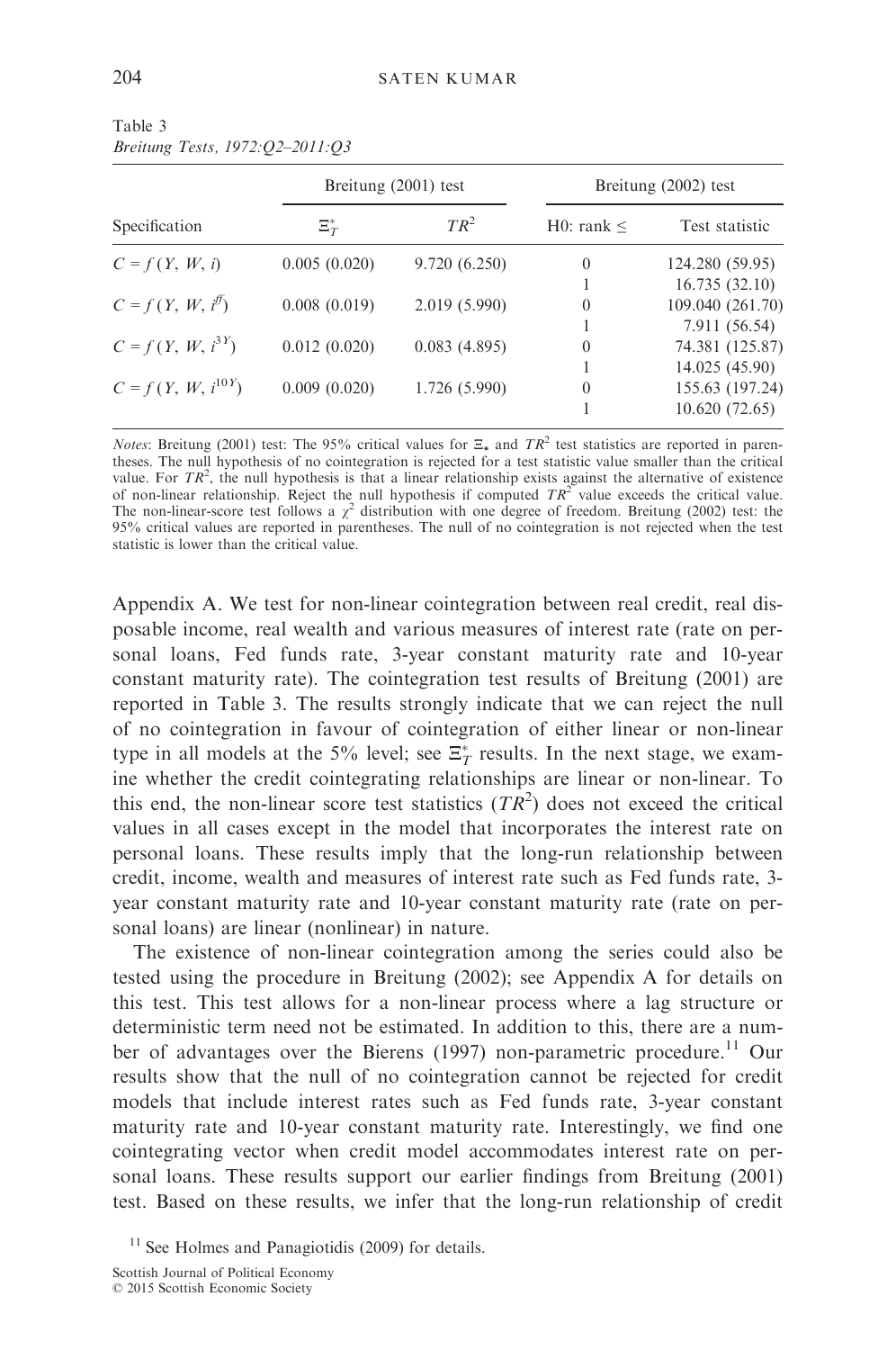Table 3
*Breitung Tests, 1972:Q2–2011:Q3*

| Specification | Breitung (2001) test | | Breitung (2002) test | |
|---|---|---|---|---|
| | $\Xi_T^*$ | $TR^2$ | H0: rank ≤ | Test statistic |
| $C = f(Y, W, i)$ | 0.005 (0.020) | 9.720 (6.250) | 0 | 124.280 (59.95) |
| | | | 1 | 16.735 (32.10) |
| $C = f(Y, W, i^{ff})$ | 0.008 (0.019) | 2.019 (5.990) | 0 | 109.040 (261.70) |
| | | | 1 | 7.911 (56.54) |
| $C = f(Y, W, i^{3Y})$ | 0.012 (0.020) | 0.083 (4.895) | 0 | 74.381 (125.87) |
| | | | 1 | 14.025 (45.90) |
| $C = f(Y, W, i^{10Y})$ | 0.009 (0.020) | 1.726 (5.990) | 0 | 155.63 (197.24) |
| | | | 1 | 10.620 (72.65) |

*Notes*: Breitung (2001) test: The 95% critical values for $\Xi_*$ and $TR^2$ test statistics are reported in parentheses. The null hypothesis of no cointegration is rejected for a test statistic value smaller than the critical value. For $TR^2$, the null hypothesis is that a linear relationship exists against the alternative of existence of non-linear relationship. Reject the null hypothesis if computed $TR^2$ value exceeds the critical value. The non-linear-score test follows a $\chi^2$ distribution with one degree of freedom. Breitung (2002) test: the 95% critical values are reported in parentheses. The null of no cointegration is not rejected when the test statistic is lower than the critical value.

Appendix A. We test for non-linear cointegration between real credit, real disposable income, real wealth and various measures of interest rate (rate on personal loans, Fed funds rate, 3-year constant maturity rate and 10-year constant maturity rate). The cointegration test results of Breitung (2001) are reported in Table 3. The results strongly indicate that we can reject the null of no cointegration in favour of cointegration of either linear or non-linear type in all models at the 5% level; see $\Xi_T^*$ results. In the next stage, we examine whether the credit cointegrating relationships are linear or non-linear. To this end, the non-linear score test statistics ($TR^2$) does not exceed the critical values in all cases except in the model that incorporates the interest rate on personal loans. These results imply that the long-run relationship between credit, income, wealth and measures of interest rate such as Fed funds rate, 3-year constant maturity rate and 10-year constant maturity rate (rate on personal loans) are linear (nonlinear) in nature.

The existence of non-linear cointegration among the series could also be tested using the procedure in Breitung (2002); see Appendix A for details on this test. This test allows for a non-linear process where a lag structure or deterministic term need not be estimated. In addition to this, there are a number of advantages over the Bierens (1997) non-parametric procedure.[11] Our results show that the null of no cointegration cannot be rejected for credit models that include interest rates such as Fed funds rate, 3-year constant maturity rate and 10-year constant maturity rate. Interestingly, we find one cointegrating vector when credit model accommodates interest rate on personal loans. These results support our earlier findings from Breitung (2001) test. Based on these results, we infer that the long-run relationship of credit

[11] See Holmes and Panagiotidis (2009) for details.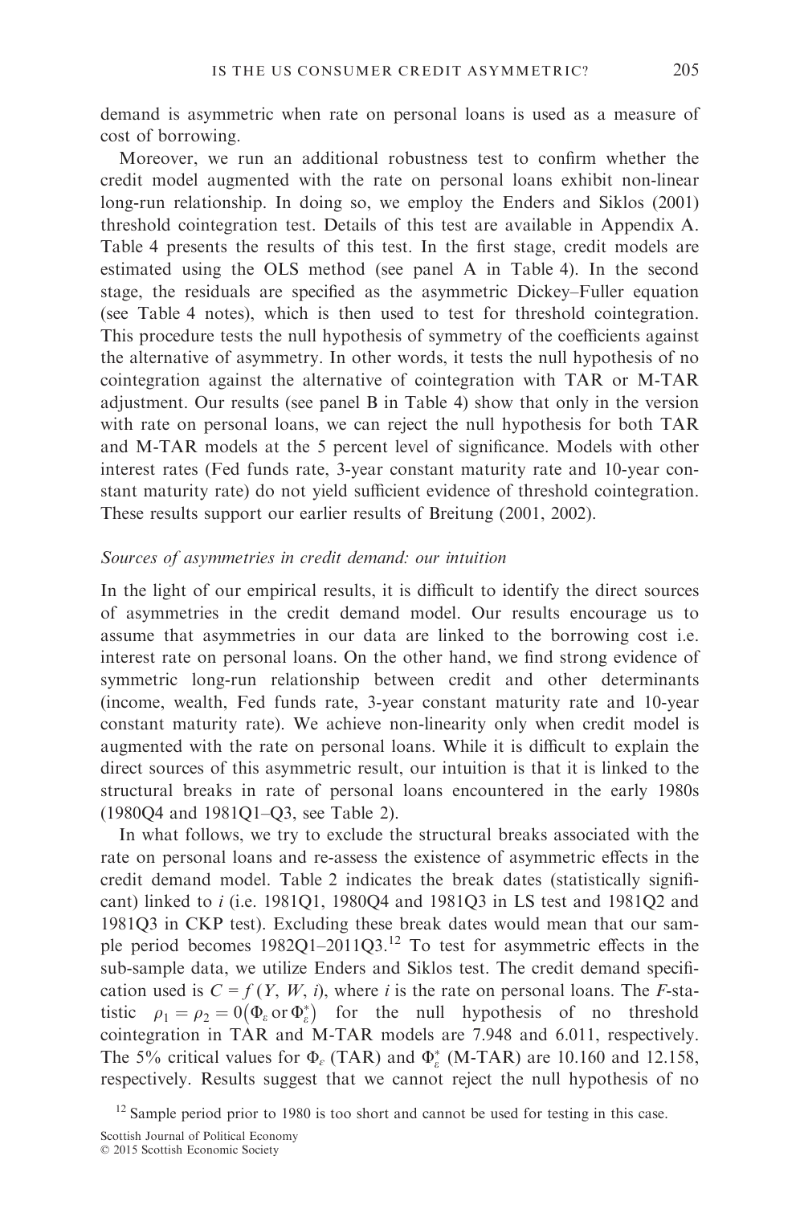demand is asymmetric when rate on personal loans is used as a measure of cost of borrowing.

Moreover, we run an additional robustness test to confirm whether the credit model augmented with the rate on personal loans exhibit non-linear long-run relationship. In doing so, we employ the Enders and Siklos (2001) threshold cointegration test. Details of this test are available in Appendix A. Table 4 presents the results of this test. In the first stage, credit models are estimated using the OLS method (see panel A in Table 4). In the second stage, the residuals are specified as the asymmetric Dickey–Fuller equation (see Table 4 notes), which is then used to test for threshold cointegration. This procedure tests the null hypothesis of symmetry of the coefficients against the alternative of asymmetry. In other words, it tests the null hypothesis of no cointegration against the alternative of cointegration with TAR or M-TAR adjustment. Our results (see panel B in Table 4) show that only in the version with rate on personal loans, we can reject the null hypothesis for both TAR and M-TAR models at the 5 percent level of significance. Models with other interest rates (Fed funds rate, 3-year constant maturity rate and 10-year constant maturity rate) do not yield sufficient evidence of threshold cointegration. These results support our earlier results of Breitung (2001, 2002).

*Sources of asymmetries in credit demand: our intuition*

In the light of our empirical results, it is difficult to identify the direct sources of asymmetries in the credit demand model. Our results encourage us to assume that asymmetries in our data are linked to the borrowing cost i.e. interest rate on personal loans. On the other hand, we find strong evidence of symmetric long-run relationship between credit and other determinants (income, wealth, Fed funds rate, 3-year constant maturity rate and 10-year constant maturity rate). We achieve non-linearity only when credit model is augmented with the rate on personal loans. While it is difficult to explain the direct sources of this asymmetric result, our intuition is that it is linked to the structural breaks in rate of personal loans encountered in the early 1980s (1980Q4 and 1981Q1–Q3, see Table 2).

In what follows, we try to exclude the structural breaks associated with the rate on personal loans and re-assess the existence of asymmetric effects in the credit demand model. Table 2 indicates the break dates (statistically significant) linked to $i$ (i.e. 1981Q1, 1980Q4 and 1981Q3 in LS test and 1981Q2 and 1981Q3 in CKP test). Excluding these break dates would mean that our sample period becomes 1982Q1–2011Q3.[12] To test for asymmetric effects in the sub-sample data, we utilize Enders and Siklos test. The credit demand specification used is $C = f(Y, W, i)$, where $i$ is the rate on personal loans. The $F$-statistic $\rho_1 = \rho_2 = 0(\Phi_\varepsilon \text{ or } \Phi_\varepsilon^*)$ for the null hypothesis of no threshold cointegration in TAR and M-TAR models are 7.948 and 6.011, respectively. The 5% critical values for $\Phi_\varepsilon$ (TAR) and $\Phi_\varepsilon^*$ (M-TAR) are 10.160 and 12.158, respectively. Results suggest that we cannot reject the null hypothesis of no

[12] Sample period prior to 1980 is too short and cannot be used for testing in this case.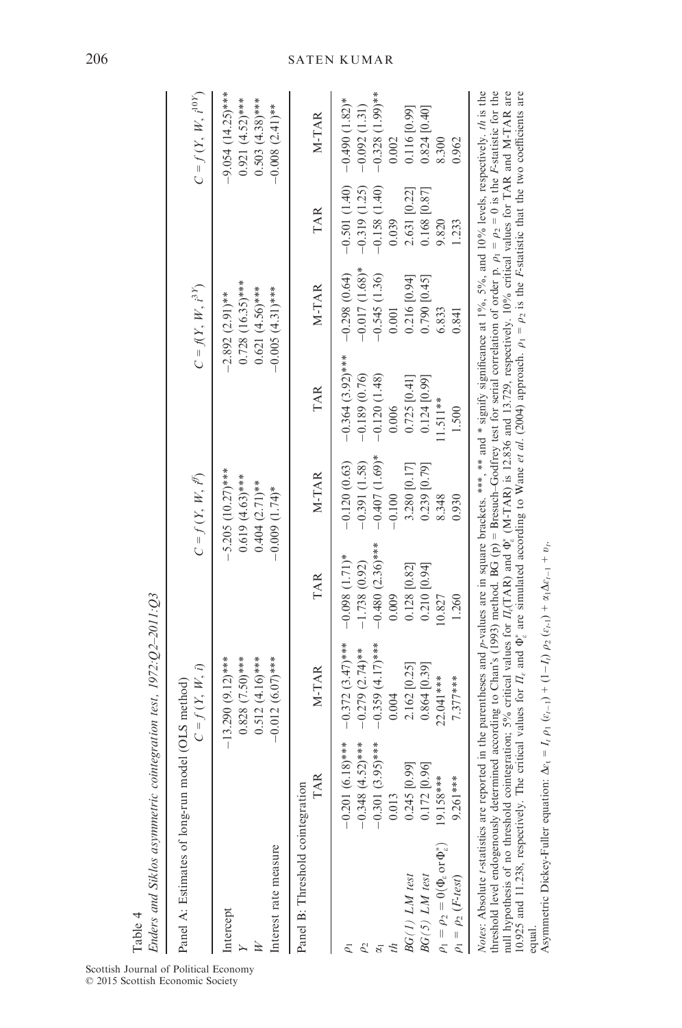Table 4
*Enders and Siklos asymmetric cointegration test, 1972:Q2–2011:Q3*

Panel A: Estimates of long-run model (OLS method)

| | $C = f(Y, W, i)$ | $C = f(Y, W, i^{fi})$ | $C = f(Y, W, i^{3Y})$ | $C = f(Y, W, i^{10Y})$ |
|---|---|---|---|---|
| Intercept | −13.290 (9.12)*** | −5.205 (10.27)*** | −2.892 (2.91)** | −9.054 (14.25)*** |
| Y | 0.828 (7.50)*** | 0.619 (4.63)*** | 0.728 (16.35)*** | 0.921 (4.52)*** |
| W | 0.512 (4.16)*** | 0.404 (2.71)** | 0.621 (4.56)*** | 0.503 (4.38)*** |
| Interest rate measure | −0.012 (6.07)*** | −0.009 (1.74)* | −0.005 (4.31)*** | −0.008 (2.41)** |

Panel B: Threshold cointegration

| | TAR | M-TAR | TAR | M-TAR | TAR | M-TAR | TAR | M-TAR |
|---|---|---|---|---|---|---|---|---|
| $\rho_1$ | −0.201 (6.18)*** | −0.372 (3.47)*** | −0.098 (1.71)* | −0.120 (0.63) | −0.364 (3.92)*** | −0.298 (0.64) | −0.501 (1.40) | −0.490 (1.82)* |
| $\rho_2$ | −0.348 (4.52)*** | −0.279 (2.74)** | −1.738 (0.92) | −0.391 (1.58) | −0.189 (0.76) | −0.017 (1.68)* | −0.319 (1.25) | −0.092 (1.31) |
| $\alpha_1$ | −0.301 (3.95)*** | −0.359 (4.17)*** | −0.480 (2.36)*** | −0.407 (1.69)* | −0.120 (1.48) | −0.545 (1.36) | −0.158 (1.40) | −0.328 (1.99)** |
| $th$ | 0.013 | 0.004 | 0.009 | −0.100 | 0.006 | 0.001 | 0.039 | 0.002 |
| *BG(1) LM test* | 0.245 [0.99] | 2.162 [0.25] | 0.128 [0.82] | 3.280 [0.17] | 0.725 [0.41] | 0.216 [0.94] | 2.631 [0.22] | 0.116 [0.99] |
| *BG(5) LM test* | 0.172 [0.96] | 0.864 [0.39] | 0.210 [0.94] | 0.239 [0.79] | 0.124 [0.99] | 0.790 [0.45] | 0.168 [0.87] | 0.824 [0.40] |
| $\rho_1 = \rho_2 = 0(\Phi_\varepsilon$ or $\Phi_\varepsilon^*)$ | 19.158*** | 22.041*** | 10.827 | 8.348 | 11.511** | 6.833 | 9.820 | 8.300 |
| $\rho_1 = \rho_2$ (*F-test*) | 9.261*** | 7.377*** | 1.260 | 0.930 | 1.500 | 0.841 | 1.233 | 0.962 |

*Notes*: Absolute *t*-statistics are reported in the parentheses and *p*-values are in square brackets. ***, ** and * signify significance at 1%, 5%, and 10% levels, respectively. *th* is the threshold level endogenously determined according to Chan's (1993) method. BG (p) = Breusch–Godfrey test for serial correlation of order p. $\rho_1 = \rho_2 = 0$ is the *F*-statistic for the null hypothesis of no threshold cointegration; 5% critical values for $\Pi_\varepsilon$(TAR) and $\Phi_\varepsilon^*$ (M-TAR) is 12.836 and 13.729, respectively. 10% critical values for TAR and M-TAR are 10.925 and 11.238, respectively. The critical values for $\Pi_\varepsilon$ and $\Phi_\varepsilon^*$ are simulated according to Wane *et al.* (2004) approach. $\rho_1 = \rho_2$ is the *F*-statistic that the two coefficients are equal.

Asymmetric Dickey-Fuller equation: $\Delta\varepsilon_t = I_t\, \rho_1\, (\varepsilon_{t-1}) + (1-I_t)\, \rho_2\, (\varepsilon_{t-1}) + \alpha_1 \Delta\varepsilon_{t-1} + v_t$.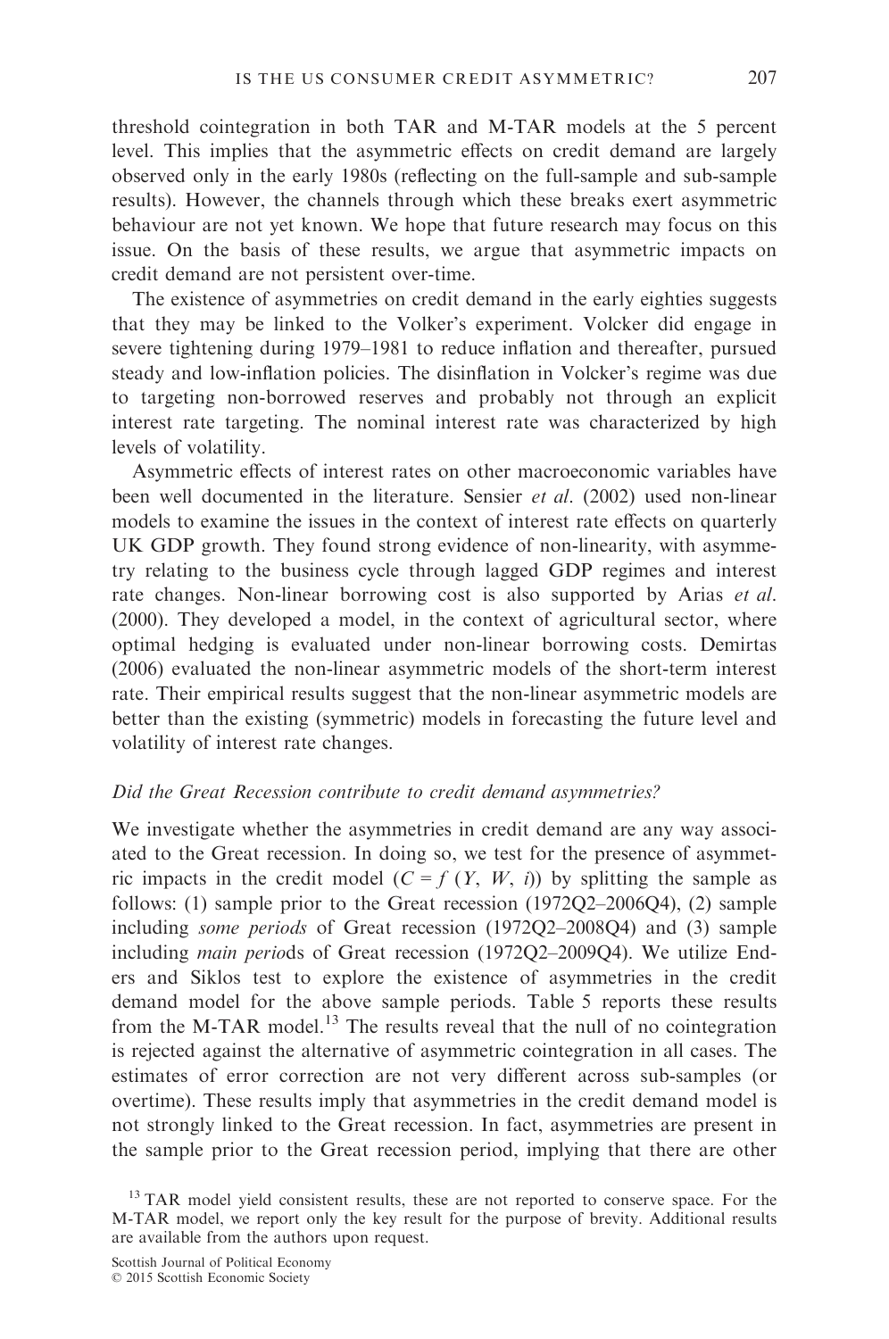threshold cointegration in both TAR and M-TAR models at the 5 percent level. This implies that the asymmetric effects on credit demand are largely observed only in the early 1980s (reflecting on the full-sample and sub-sample results). However, the channels through which these breaks exert asymmetric behaviour are not yet known. We hope that future research may focus on this issue. On the basis of these results, we argue that asymmetric impacts on credit demand are not persistent over-time.

The existence of asymmetries on credit demand in the early eighties suggests that they may be linked to the Volker's experiment. Volcker did engage in severe tightening during 1979–1981 to reduce inflation and thereafter, pursued steady and low-inflation policies. The disinflation in Volcker's regime was due to targeting non-borrowed reserves and probably not through an explicit interest rate targeting. The nominal interest rate was characterized by high levels of volatility.

Asymmetric effects of interest rates on other macroeconomic variables have been well documented in the literature. Sensier *et al*. (2002) used non-linear models to examine the issues in the context of interest rate effects on quarterly UK GDP growth. They found strong evidence of non-linearity, with asymmetry relating to the business cycle through lagged GDP regimes and interest rate changes. Non-linear borrowing cost is also supported by Arias *et al*. (2000). They developed a model, in the context of agricultural sector, where optimal hedging is evaluated under non-linear borrowing costs. Demirtas (2006) evaluated the non-linear asymmetric models of the short-term interest rate. Their empirical results suggest that the non-linear asymmetric models are better than the existing (symmetric) models in forecasting the future level and volatility of interest rate changes.

*Did the Great Recession contribute to credit demand asymmetries?*

We investigate whether the asymmetries in credit demand are any way associated to the Great recession. In doing so, we test for the presence of asymmetric impacts in the credit model ($C = f\ (Y,\ W,\ i)$) by splitting the sample as follows: (1) sample prior to the Great recession (1972Q2–2006Q4), (2) sample including *some periods* of Great recession (1972Q2–2008Q4) and (3) sample including *main periods* of Great recession (1972Q2–2009Q4). We utilize Enders and Siklos test to explore the existence of asymmetries in the credit demand model for the above sample periods. Table 5 reports these results from the M-TAR model.[13] The results reveal that the null of no cointegration is rejected against the alternative of asymmetric cointegration in all cases. The estimates of error correction are not very different across sub-samples (or overtime). These results imply that asymmetries in the credit demand model is not strongly linked to the Great recession. In fact, asymmetries are present in the sample prior to the Great recession period, implying that there are other

[13] TAR model yield consistent results, these are not reported to conserve space. For the M-TAR model, we report only the key result for the purpose of brevity. Additional results are available from the authors upon request.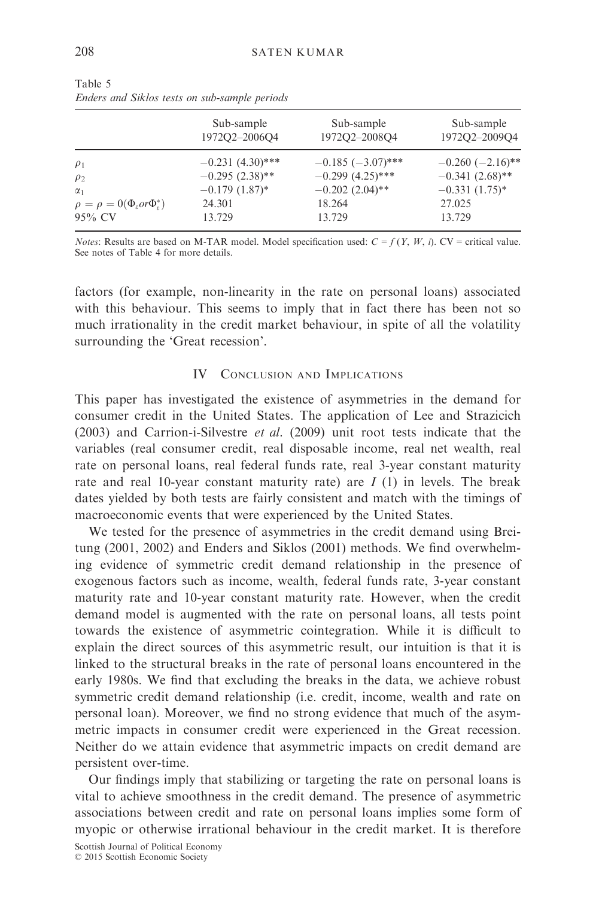Table 5
*Enders and Siklos tests on sub-sample periods*

| | Sub-sample 1972Q2–2006Q4 | Sub-sample 1972Q2–2008Q4 | Sub-sample 1972Q2–2009Q4 |
|---|---|---|---|
| $\rho_1$ | −0.231 (4.30)*** | −0.185 (−3.07)*** | −0.260 (−2.16)** |
| $\rho_2$ | −0.295 (2.38)** | −0.299 (4.25)*** | −0.341 (2.68)** |
| $\alpha_1$ | −0.179 (1.87)* | −0.202 (2.04)** | −0.331 (1.75)* |
| $\rho = \rho = 0(\Phi_\varepsilon or \Phi_\varepsilon^*)$ | 24.301 | 18.264 | 27.025 |
| 95% CV | 13.729 | 13.729 | 13.729 |

*Notes*: Results are based on M-TAR model. Model specification used: $C = f(Y, W, i)$. CV = critical value. See notes of Table 4 for more details.

factors (for example, non-linearity in the rate on personal loans) associated with this behaviour. This seems to imply that in fact there has been not so much irrationality in the credit market behaviour, in spite of all the volatility surrounding the 'Great recession'.

## IV Conclusion and Implications

This paper has investigated the existence of asymmetries in the demand for consumer credit in the United States. The application of Lee and Strazicich (2003) and Carrion-i-Silvestre *et al*. (2009) unit root tests indicate that the variables (real consumer credit, real disposable income, real net wealth, real rate on personal loans, real federal funds rate, real 3-year constant maturity rate and real 10-year constant maturity rate) are $I$ (1) in levels. The break dates yielded by both tests are fairly consistent and match with the timings of macroeconomic events that were experienced by the United States.

We tested for the presence of asymmetries in the credit demand using Breitung (2001, 2002) and Enders and Siklos (2001) methods. We find overwhelming evidence of symmetric credit demand relationship in the presence of exogenous factors such as income, wealth, federal funds rate, 3-year constant maturity rate and 10-year constant maturity rate. However, when the credit demand model is augmented with the rate on personal loans, all tests point towards the existence of asymmetric cointegration. While it is difficult to explain the direct sources of this asymmetric result, our intuition is that it is linked to the structural breaks in the rate of personal loans encountered in the early 1980s. We find that excluding the breaks in the data, we achieve robust symmetric credit demand relationship (i.e. credit, income, wealth and rate on personal loan). Moreover, we find no strong evidence that much of the asymmetric impacts in consumer credit were experienced in the Great recession. Neither do we attain evidence that asymmetric impacts on credit demand are persistent over-time.

Our findings imply that stabilizing or targeting the rate on personal loans is vital to achieve smoothness in the credit demand. The presence of asymmetric associations between credit and rate on personal loans implies some form of myopic or otherwise irrational behaviour in the credit market. It is therefore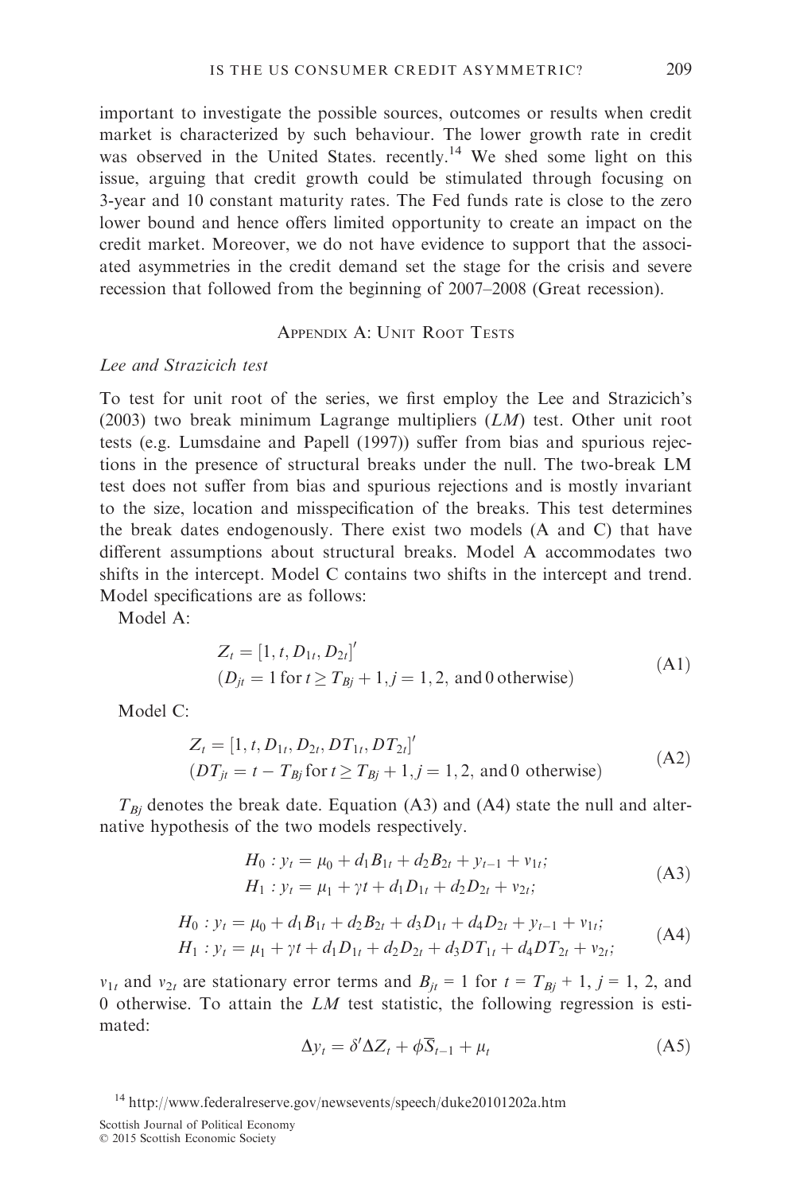important to investigate the possible sources, outcomes or results when credit market is characterized by such behaviour. The lower growth rate in credit was observed in the United States. recently.[14] We shed some light on this issue, arguing that credit growth could be stimulated through focusing on 3-year and 10 constant maturity rates. The Fed funds rate is close to the zero lower bound and hence offers limited opportunity to create an impact on the credit market. Moreover, we do not have evidence to support that the associated asymmetries in the credit demand set the stage for the crisis and severe recession that followed from the beginning of 2007–2008 (Great recession).

## Appendix A: Unit Root Tests

*Lee and Strazicich test*

To test for unit root of the series, we first employ the Lee and Strazicich's (2003) two break minimum Lagrange multipliers ($LM$) test. Other unit root tests (e.g. Lumsdaine and Papell (1997)) suffer from bias and spurious rejections in the presence of structural breaks under the null. The two-break LM test does not suffer from bias and spurious rejections and is mostly invariant to the size, location and misspecification of the breaks. This test determines the break dates endogenously. There exist two models (A and C) that have different assumptions about structural breaks. Model A accommodates two shifts in the intercept. Model C contains two shifts in the intercept and trend. Model specifications are as follows:

Model A:

$$
\begin{aligned}
&Z_t = [1, t, D_{1t}, D_{2t}]' \\
&(D_{jt} = 1 \text{ for } t \geq T_{Bj} + 1, j = 1, 2, \text{ and } 0 \text{ otherwise})
\end{aligned}
\tag{A1}
$$

Model C:

$$
\begin{aligned}
&Z_t = [1, t, D_{1t}, D_{2t}, DT_{1t}, DT_{2t}]' \\
&(DT_{jt} = t - T_{Bj} \text{ for } t \geq T_{Bj} + 1, j = 1, 2, \text{ and } 0 \text{ otherwise})
\end{aligned}
\tag{A2}
$$

$T_{Bj}$ denotes the break date. Equation (A3) and (A4) state the null and alternative hypothesis of the two models respectively.

$$
\begin{aligned}
&H_0 : y_t = \mu_0 + d_1 B_{1t} + d_2 B_{2t} + y_{t-1} + v_{1t}; \\
&H_1 : y_t = \mu_1 + \gamma t + d_1 D_{1t} + d_2 D_{2t} + v_{2t};
\end{aligned}
\tag{A3}
$$

$$
\begin{aligned}
&H_0 : y_t = \mu_0 + d_1 B_{1t} + d_2 B_{2t} + d_3 D_{1t} + d_4 D_{2t} + y_{t-1} + v_{1t}; \\
&H_1 : y_t = \mu_1 + \gamma t + d_1 D_{1t} + d_2 D_{2t} + d_3 DT_{1t} + d_4 DT_{2t} + v_{2t};
\end{aligned}
\tag{A4}
$$

$v_{1t}$ and $v_{2t}$ are stationary error terms and $B_{jt} = 1$ for $t = T_{Bj} + 1$, $j = 1, 2$, and 0 otherwise. To attain the $LM$ test statistic, the following regression is estimated:

$$
\Delta y_t = \delta' \Delta Z_t + \phi \overline{S}_{t-1} + \mu_t \tag{A5}
$$

[14] http://www.federalreserve.gov/newsevents/speech/duke20101202a.htm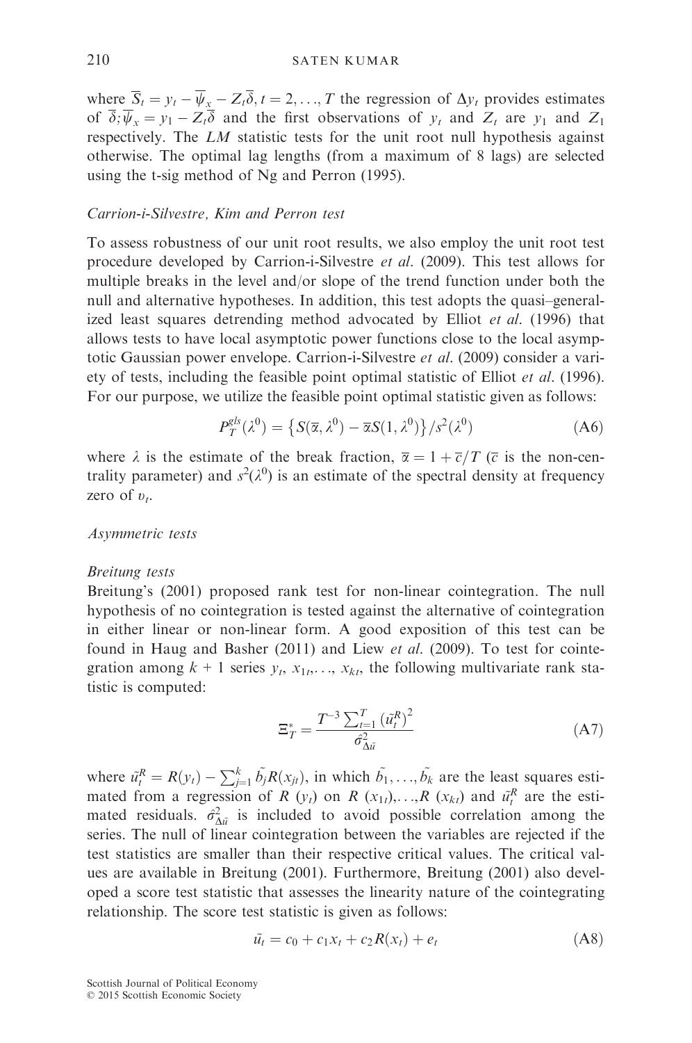where $\overline{S}_t = y_t - \overline{\psi}_x - Z_t\overline{\delta}, t = 2, \ldots, T$ the regression of $\Delta y_t$ provides estimates of $\overline{\delta}; \overline{\psi}_x = y_1 - Z_1\overline{\delta}$ and the first observations of $y_t$ and $Z_t$ are $y_1$ and $Z_1$ respectively. The *LM* statistic tests for the unit root null hypothesis against otherwise. The optimal lag lengths (from a maximum of 8 lags) are selected using the t-sig method of Ng and Perron (1995).

*Carrion-i-Silvestre, Kim and Perron test*

To assess robustness of our unit root results, we also employ the unit root test procedure developed by Carrion-i-Silvestre *et al.* (2009). This test allows for multiple breaks in the level and/or slope of the trend function under both the null and alternative hypotheses. In addition, this test adopts the quasi–generalized least squares detrending method advocated by Elliot *et al.* (1996) that allows tests to have local asymptotic power functions close to the local asymptotic Gaussian power envelope. Carrion-i-Silvestre *et al.* (2009) consider a variety of tests, including the feasible point optimal statistic of Elliot *et al.* (1996). For our purpose, we utilize the feasible point optimal statistic given as follows:

$$P_T^{gls}(\lambda^0) = \left\{S(\overline{\alpha}, \lambda^0) - \overline{\alpha}S(1, \lambda^0)\right\}/s^2(\lambda^0) \tag{A6}$$

where $\lambda$ is the estimate of the break fraction, $\overline{\alpha} = 1 + \overline{c}/T$ ($\overline{c}$ is the non-centrality parameter) and $s^2(\lambda^0)$ is an estimate of the spectral density at frequency zero of $\upsilon_t$.

*Asymmetric tests*

*Breitung tests*

Breitung's (2001) proposed rank test for non-linear cointegration. The null hypothesis of no cointegration is tested against the alternative of cointegration in either linear or non-linear form. A good exposition of this test can be found in Haug and Basher (2011) and Liew *et al.* (2009). To test for cointegration among $k + 1$ series $y_t, x_{1t}, \ldots, x_{kt}$, the following multivariate rank statistic is computed:

$$\Xi_T^* = \frac{T^{-3}\sum_{t=1}^{T}\left(\tilde{u}_t^R\right)^2}{\hat{\sigma}_{\Delta\tilde{u}}^2} \tag{A7}$$

where $\tilde{u}_t^R = R(y_t) - \sum_{j=1}^{k}\tilde{b}_j R(x_{jt})$, in which $\tilde{b}_1, \ldots, \tilde{b}_k$ are the least squares estimated from a regression of $R(y_t)$ on $R(x_{1t}), \ldots, R(x_{kt})$ and $\tilde{u}_t^R$ are the estimated residuals. $\hat{\sigma}_{\Delta\tilde{u}}^2$ is included to avoid possible correlation among the series. The null of linear cointegration between the variables are rejected if the test statistics are smaller than their respective critical values. The critical values are available in Breitung (2001). Furthermore, Breitung (2001) also developed a score test statistic that assesses the linearity nature of the cointegrating relationship. The score test statistic is given as follows:

$$\tilde{u}_t = c_0 + c_1 x_t + c_2 R(x_t) + e_t \tag{A8}$$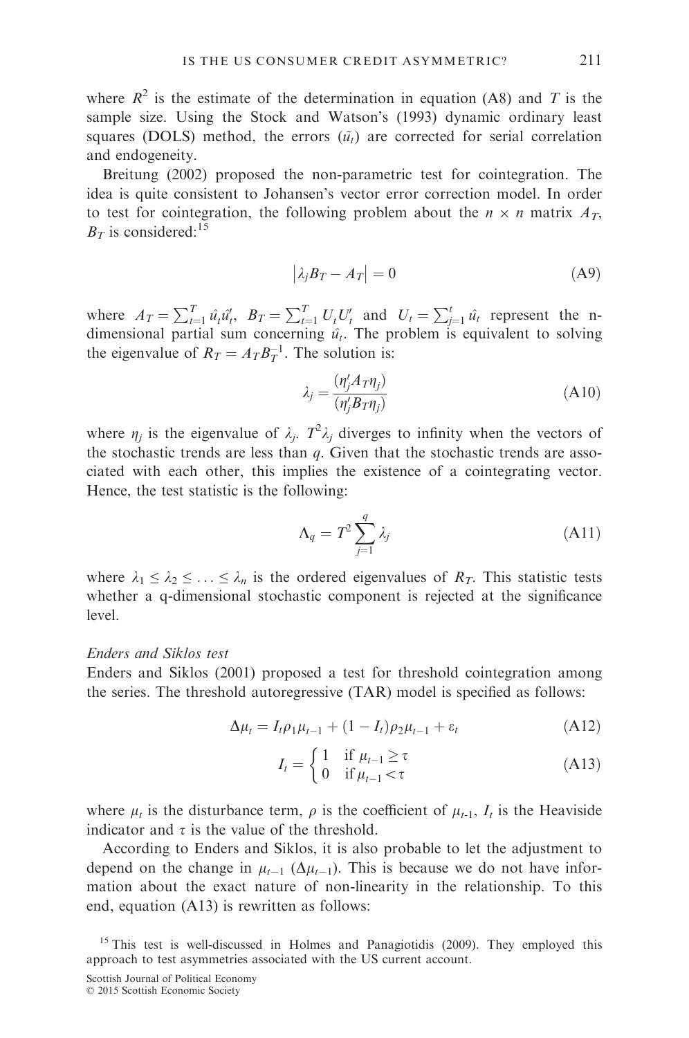where $R^2$ is the estimate of the determination in equation (A8) and $T$ is the sample size. Using the Stock and Watson's (1993) dynamic ordinary least squares (DOLS) method, the errors ($\tilde{u}_t$) are corrected for serial correlation and endogeneity.

Breitung (2002) proposed the non-parametric test for cointegration. The idea is quite consistent to Johansen's vector error correction model. In order to test for cointegration, the following problem about the $n \times n$ matrix $A_T$, $B_T$ is considered:[15]

$$\left|\lambda_j B_T - A_T\right| = 0 \tag{A9}$$

where $A_T = \sum_{t=1}^{T} \hat{u}_t \hat{u}_t'$, $B_T = \sum_{t=1}^{T} U_t U_t'$ and $U_t = \sum_{j=1}^{t} \hat{u}_t$ represent the n-dimensional partial sum concerning $\hat{u}_t$. The problem is equivalent to solving the eigenvalue of $R_T = A_T B_T^{-1}$. The solution is:

$$\lambda_j = \frac{(\eta_j' A_T \eta_j)}{(\eta_j' B_T \eta_j)} \tag{A10}$$

where $\eta_j$ is the eigenvalue of $\lambda_j$. $T^2 \lambda_j$ diverges to infinity when the vectors of the stochastic trends are less than $q$. Given that the stochastic trends are associated with each other, this implies the existence of a cointegrating vector. Hence, the test statistic is the following:

$$\Lambda_q = T^2 \sum_{j=1}^{q} \lambda_j \tag{A11}$$

where $\lambda_1 \leq \lambda_2 \leq \ldots \leq \lambda_n$ is the ordered eigenvalues of $R_T$. This statistic tests whether a q-dimensional stochastic component is rejected at the significance level.

*Enders and Siklos test*

Enders and Siklos (2001) proposed a test for threshold cointegration among the series. The threshold autoregressive (TAR) model is specified as follows:

$$\Delta\mu_t = I_t \rho_1 \mu_{t-1} + (1 - I_t)\rho_2 \mu_{t-1} + \varepsilon_t \tag{A12}$$

$$I_t = \begin{cases} 1 & \text{if } \mu_{t-1} \geq \tau \\ 0 & \text{if } \mu_{t-1} < \tau \end{cases} \tag{A13}$$

where $\mu_t$ is the disturbance term, $\rho$ is the coefficient of $\mu_{t-1}$, $I_t$ is the Heaviside indicator and $\tau$ is the value of the threshold.

According to Enders and Siklos, it is also probable to let the adjustment to depend on the change in $\mu_{t-1}$ ($\Delta\mu_{t-1}$). This is because we do not have information about the exact nature of non-linearity in the relationship. To this end, equation (A13) is rewritten as follows:

[15] This test is well-discussed in Holmes and Panagiotidis (2009). They employed this approach to test asymmetries associated with the US current account.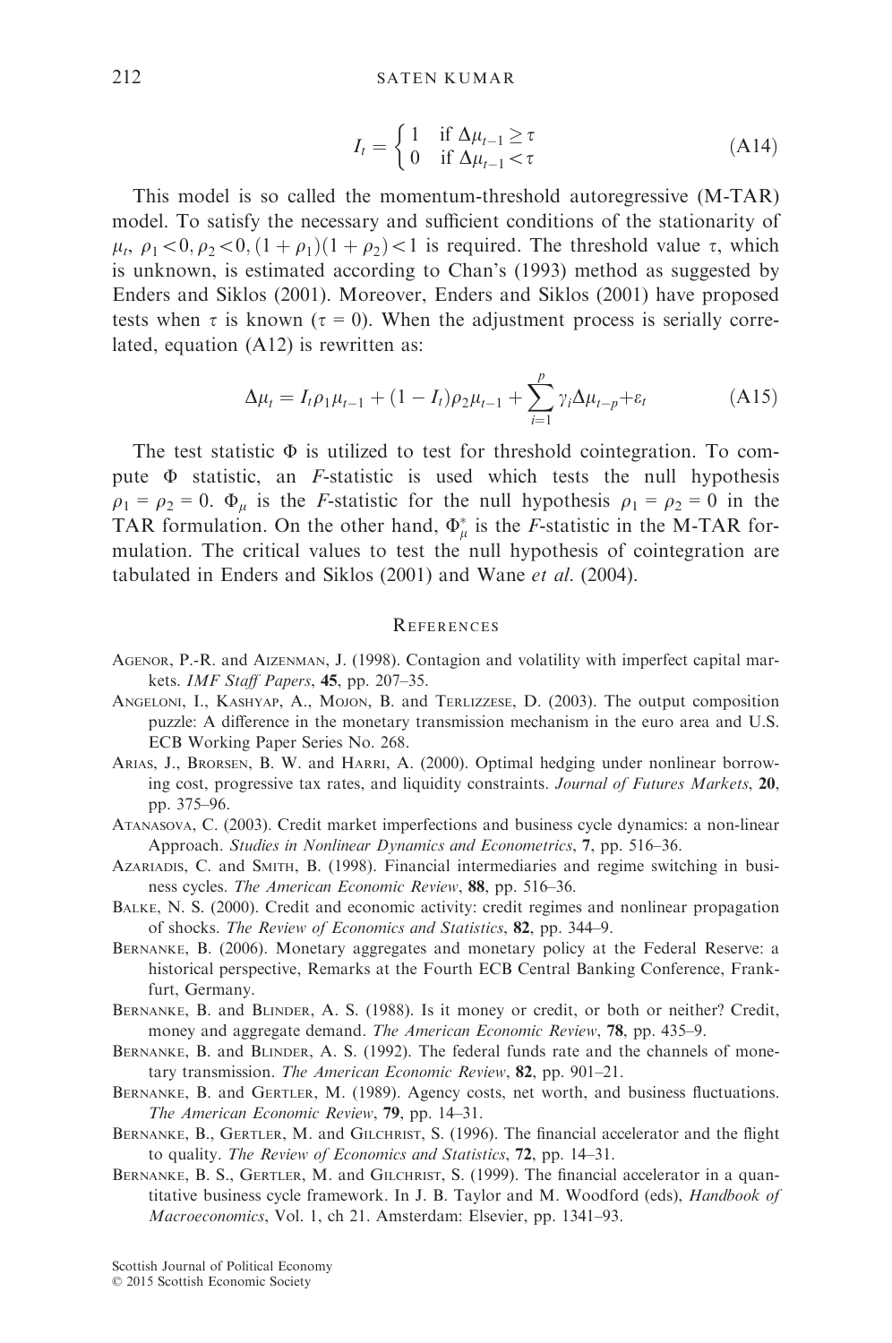$$I_t = \begin{cases} 1 & \text{if } \Delta\mu_{t-1} \geq \tau \\ 0 & \text{if } \Delta\mu_{t-1} < \tau \end{cases} \tag{A14}$$

This model is so called the momentum-threshold autoregressive (M-TAR) model. To satisfy the necessary and sufficient conditions of the stationarity of $\mu_t$, $\rho_1 < 0, \rho_2 < 0, (1 + \rho_1)(1 + \rho_2) < 1$ is required. The threshold value $\tau$, which is unknown, is estimated according to Chan's (1993) method as suggested by Enders and Siklos (2001). Moreover, Enders and Siklos (2001) have proposed tests when $\tau$ is known ($\tau = 0$). When the adjustment process is serially correlated, equation (A12) is rewritten as:

$$\Delta\mu_t = I_t\rho_1\mu_{t-1} + (1 - I_t)\rho_2\mu_{t-1} + \sum_{i=1}^{p} \gamma_i \Delta\mu_{t-p} + \varepsilon_t \tag{A15}$$

The test statistic $\Phi$ is utilized to test for threshold cointegration. To compute $\Phi$ statistic, an *F*-statistic is used which tests the null hypothesis $\rho_1 = \rho_2 = 0$. $\Phi_\mu$ is the *F*-statistic for the null hypothesis $\rho_1 = \rho_2 = 0$ in the TAR formulation. On the other hand, $\Phi_\mu^*$ is the *F*-statistic in the M-TAR formulation. The critical values to test the null hypothesis of cointegration are tabulated in Enders and Siklos (2001) and Wane *et al.* (2004).

## References

Agenor, P.-R. and Aizenman, J. (1998). Contagion and volatility with imperfect capital markets. *IMF Staff Papers*, **45**, pp. 207–35.

Angeloni, I., Kashyap, A., Mojon, B. and Terlizzese, D. (2003). The output composition puzzle: A difference in the monetary transmission mechanism in the euro area and U.S. ECB Working Paper Series No. 268.

Arias, J., Brorsen, B. W. and Harri, A. (2000). Optimal hedging under nonlinear borrowing cost, progressive tax rates, and liquidity constraints. *Journal of Futures Markets*, **20**, pp. 375–96.

Atanasova, C. (2003). Credit market imperfections and business cycle dynamics: a non-linear Approach. *Studies in Nonlinear Dynamics and Econometrics*, **7**, pp. 516–36.

Azariadis, C. and Smith, B. (1998). Financial intermediaries and regime switching in business cycles. *The American Economic Review*, **88**, pp. 516–36.

Balke, N. S. (2000). Credit and economic activity: credit regimes and nonlinear propagation of shocks. *The Review of Economics and Statistics*, **82**, pp. 344–9.

Bernanke, B. (2006). Monetary aggregates and monetary policy at the Federal Reserve: a historical perspective, Remarks at the Fourth ECB Central Banking Conference, Frankfurt, Germany.

Bernanke, B. and Blinder, A. S. (1988). Is it money or credit, or both or neither? Credit, money and aggregate demand. *The American Economic Review*, **78**, pp. 435–9.

Bernanke, B. and Blinder, A. S. (1992). The federal funds rate and the channels of monetary transmission. *The American Economic Review*, **82**, pp. 901–21.

Bernanke, B. and Gertler, M. (1989). Agency costs, net worth, and business fluctuations. *The American Economic Review*, **79**, pp. 14–31.

Bernanke, B., Gertler, M. and Gilchrist, S. (1996). The financial accelerator and the flight to quality. *The Review of Economics and Statistics*, **72**, pp. 14–31.

Bernanke, B. S., Gertler, M. and Gilchrist, S. (1999). The financial accelerator in a quantitative business cycle framework. In J. B. Taylor and M. Woodford (eds), *Handbook of Macroeconomics*, Vol. 1, ch 21. Amsterdam: Elsevier, pp. 1341–93.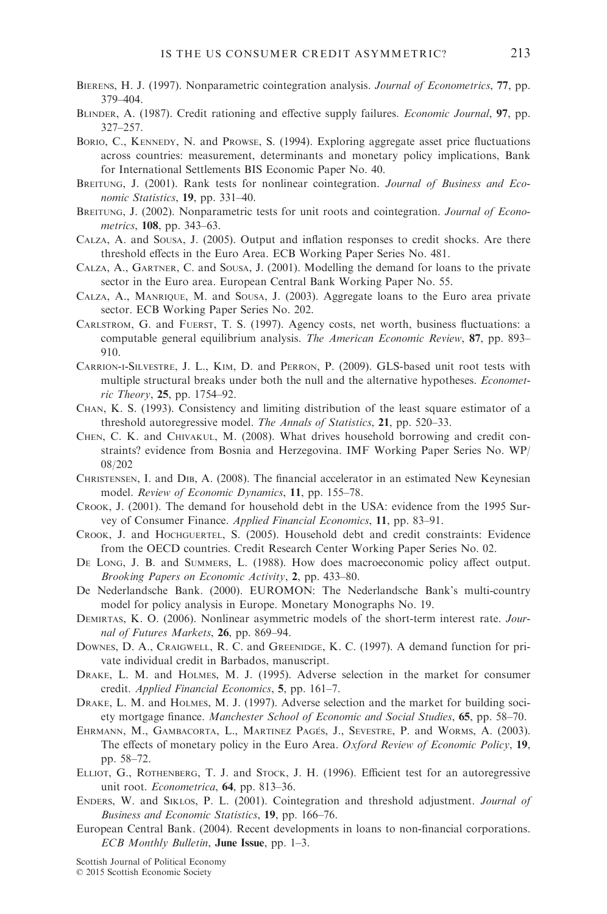Bierens, H. J. (1997). Nonparametric cointegration analysis. *Journal of Econometrics*, **77**, pp. 379–404.

Blinder, A. (1987). Credit rationing and effective supply failures. *Economic Journal*, **97**, pp. 327–257.

Borio, C., Kennedy, N. and Prowse, S. (1994). Exploring aggregate asset price fluctuations across countries: measurement, determinants and monetary policy implications, Bank for International Settlements BIS Economic Paper No. 40.

Breitung, J. (2001). Rank tests for nonlinear cointegration. *Journal of Business and Economic Statistics*, **19**, pp. 331–40.

Breitung, J. (2002). Nonparametric tests for unit roots and cointegration. *Journal of Econometrics*, **108**, pp. 343–63.

Calza, A. and Sousa, J. (2005). Output and inflation responses to credit shocks. Are there threshold effects in the Euro Area. ECB Working Paper Series No. 481.

Calza, A., Gartner, C. and Sousa, J. (2001). Modelling the demand for loans to the private sector in the Euro area. European Central Bank Working Paper No. 55.

Calza, A., Manrique, M. and Sousa, J. (2003). Aggregate loans to the Euro area private sector. ECB Working Paper Series No. 202.

Carlstrom, G. and Fuerst, T. S. (1997). Agency costs, net worth, business fluctuations: a computable general equilibrium analysis. *The American Economic Review*, **87**, pp. 893–910.

Carrion-i-Silvestre, J. L., Kim, D. and Perron, P. (2009). GLS-based unit root tests with multiple structural breaks under both the null and the alternative hypotheses. *Econometric Theory*, **25**, pp. 1754–92.

Chan, K. S. (1993). Consistency and limiting distribution of the least square estimator of a threshold autoregressive model. *The Annals of Statistics*, **21**, pp. 520–33.

Chen, C. K. and Chivakul, M. (2008). What drives household borrowing and credit constraints? evidence from Bosnia and Herzegovina. IMF Working Paper Series No. WP/08/202

Christensen, I. and Dib, A. (2008). The financial accelerator in an estimated New Keynesian model. *Review of Economic Dynamics*, **11**, pp. 155–78.

Crook, J. (2001). The demand for household debt in the USA: evidence from the 1995 Survey of Consumer Finance. *Applied Financial Economics*, **11**, pp. 83–91.

Crook, J. and Hochguertel, S. (2005). Household debt and credit constraints: Evidence from the OECD countries. Credit Research Center Working Paper Series No. 02.

De Long, J. B. and Summers, L. (1988). How does macroeconomic policy affect output. *Brooking Papers on Economic Activity*, **2**, pp. 433–80.

De Nederlandsche Bank. (2000). EUROMON: The Nederlandsche Bank's multi-country model for policy analysis in Europe. Monetary Monographs No. 19.

Demirtas, K. O. (2006). Nonlinear asymmetric models of the short-term interest rate. *Journal of Futures Markets*, **26**, pp. 869–94.

Downes, D. A., Craigwell, R. C. and Greenidge, K. C. (1997). A demand function for private individual credit in Barbados, manuscript.

Drake, L. M. and Holmes, M. J. (1995). Adverse selection in the market for consumer credit. *Applied Financial Economics*, **5**, pp. 161–7.

Drake, L. M. and Holmes, M. J. (1997). Adverse selection and the market for building society mortgage finance. *Manchester School of Economic and Social Studies*, **65**, pp. 58–70.

Ehrmann, M., Gambacorta, L., Martinez Pagés, J., Sevestre, P. and Worms, A. (2003). The effects of monetary policy in the Euro Area. *Oxford Review of Economic Policy*, **19**, pp. 58–72.

Elliot, G., Rothenberg, T. J. and Stock, J. H. (1996). Efficient test for an autoregressive unit root. *Econometrica*, **64**, pp. 813–36.

Enders, W. and Siklos, P. L. (2001). Cointegration and threshold adjustment. *Journal of Business and Economic Statistics*, **19**, pp. 166–76.

European Central Bank. (2004). Recent developments in loans to non-financial corporations. *ECB Monthly Bulletin*, **June Issue**, pp. 1–3.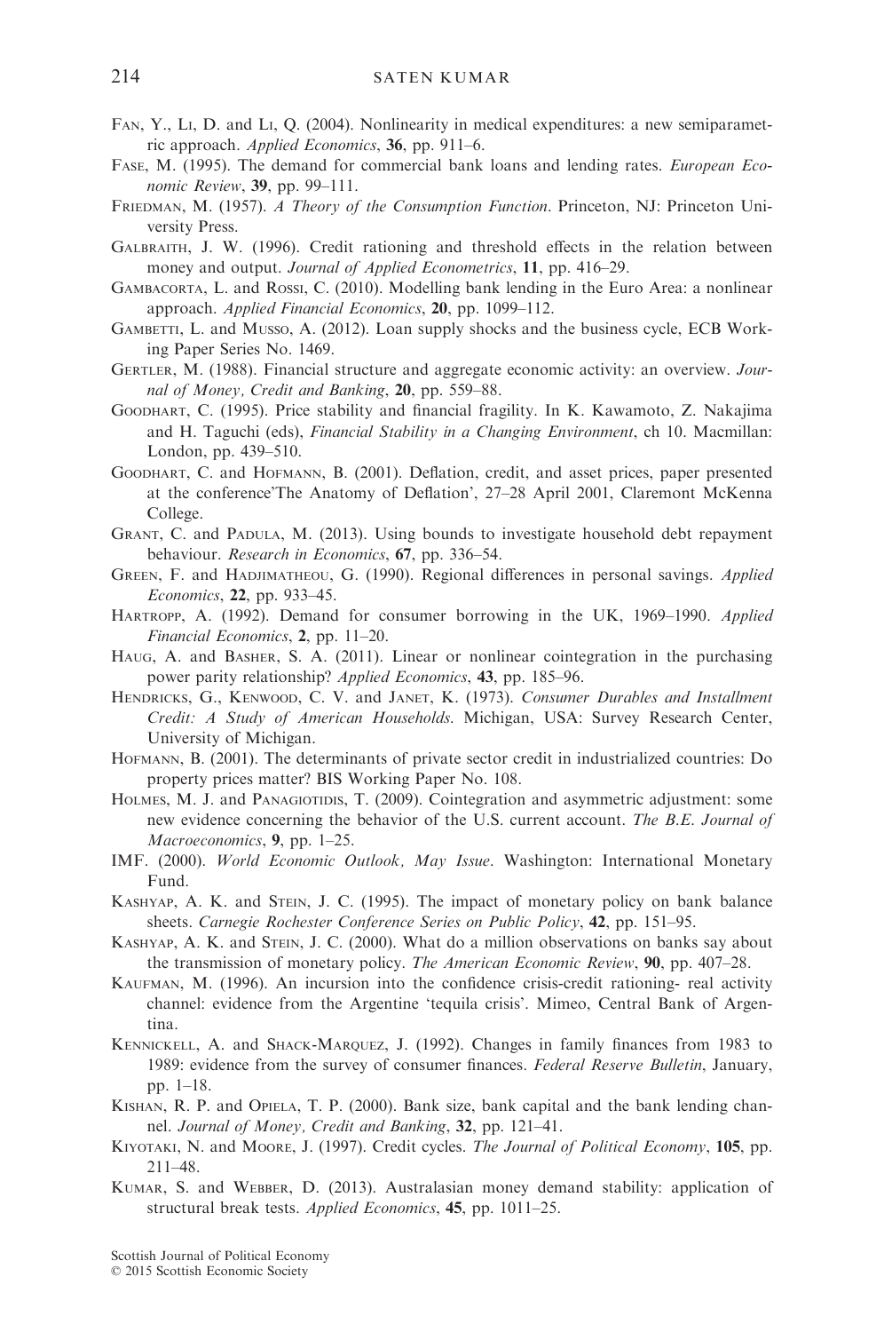Fan, Y., Li, D. and Li, Q. (2004). Nonlinearity in medical expenditures: a new semiparametric approach. *Applied Economics*, **36**, pp. 911–6.

Fase, M. (1995). The demand for commercial bank loans and lending rates. *European Economic Review*, **39**, pp. 99–111.

Friedman, M. (1957). *A Theory of the Consumption Function*. Princeton, NJ: Princeton University Press.

Galbraith, J. W. (1996). Credit rationing and threshold effects in the relation between money and output. *Journal of Applied Econometrics*, **11**, pp. 416–29.

Gambacorta, L. and Rossi, C. (2010). Modelling bank lending in the Euro Area: a nonlinear approach. *Applied Financial Economics*, **20**, pp. 1099–112.

Gambetti, L. and Musso, A. (2012). Loan supply shocks and the business cycle, ECB Working Paper Series No. 1469.

Gertler, M. (1988). Financial structure and aggregate economic activity: an overview. *Journal of Money, Credit and Banking*, **20**, pp. 559–88.

Goodhart, C. (1995). Price stability and financial fragility. In K. Kawamoto, Z. Nakajima and H. Taguchi (eds), *Financial Stability in a Changing Environment*, ch 10. Macmillan: London, pp. 439–510.

Goodhart, C. and Hofmann, B. (2001). Deflation, credit, and asset prices, paper presented at the conference'The Anatomy of Deflation', 27–28 April 2001, Claremont McKenna College.

Grant, C. and Padula, M. (2013). Using bounds to investigate household debt repayment behaviour. *Research in Economics*, **67**, pp. 336–54.

Green, F. and Hadjimatheou, G. (1990). Regional differences in personal savings. *Applied Economics*, **22**, pp. 933–45.

Hartropp, A. (1992). Demand for consumer borrowing in the UK, 1969–1990. *Applied Financial Economics*, **2**, pp. 11–20.

Haug, A. and Basher, S. A. (2011). Linear or nonlinear cointegration in the purchasing power parity relationship? *Applied Economics*, **43**, pp. 185–96.

Hendricks, G., Kenwood, C. V. and Janet, K. (1973). *Consumer Durables and Installment Credit: A Study of American Households*. Michigan, USA: Survey Research Center, University of Michigan.

Hofmann, B. (2001). The determinants of private sector credit in industrialized countries: Do property prices matter? BIS Working Paper No. 108.

Holmes, M. J. and Panagiotidis, T. (2009). Cointegration and asymmetric adjustment: some new evidence concerning the behavior of the U.S. current account. *The B.E. Journal of Macroeconomics*, **9**, pp. 1–25.

IMF. (2000). *World Economic Outlook, May Issue*. Washington: International Monetary Fund.

Kashyap, A. K. and Stein, J. C. (1995). The impact of monetary policy on bank balance sheets. *Carnegie Rochester Conference Series on Public Policy*, **42**, pp. 151–95.

Kashyap, A. K. and Stein, J. C. (2000). What do a million observations on banks say about the transmission of monetary policy. *The American Economic Review*, **90**, pp. 407–28.

Kaufman, M. (1996). An incursion into the confidence crisis-credit rationing- real activity channel: evidence from the Argentine 'tequila crisis'. Mimeo, Central Bank of Argentina.

Kennickell, A. and Shack-Marquez, J. (1992). Changes in family finances from 1983 to 1989: evidence from the survey of consumer finances. *Federal Reserve Bulletin*, January, pp. 1–18.

Kishan, R. P. and Opiela, T. P. (2000). Bank size, bank capital and the bank lending channel. *Journal of Money, Credit and Banking*, **32**, pp. 121–41.

Kiyotaki, N. and Moore, J. (1997). Credit cycles. *The Journal of Political Economy*, **105**, pp. 211–48.

Kumar, S. and Webber, D. (2013). Australasian money demand stability: application of structural break tests. *Applied Economics*, **45**, pp. 1011–25.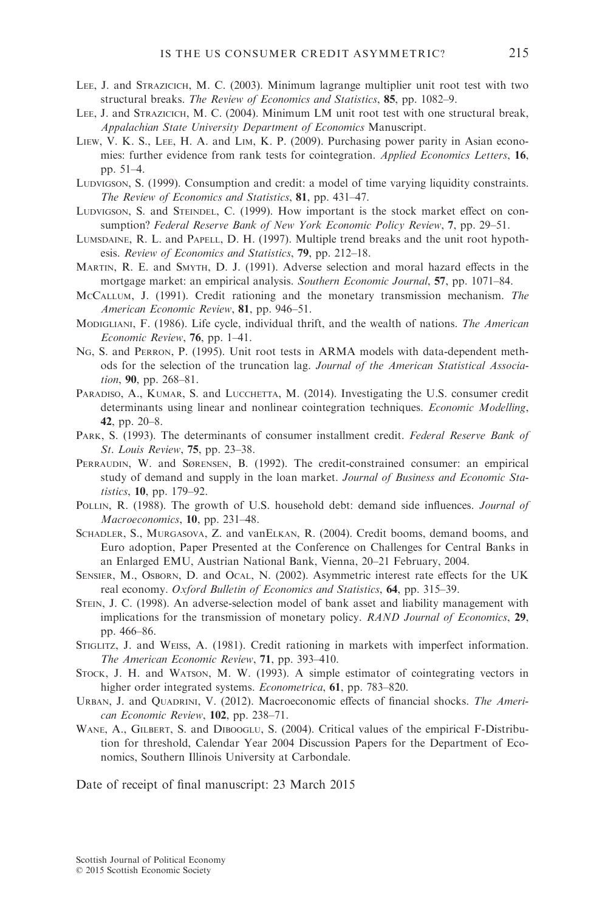Lee, J. and Strazicich, M. C. (2003). Minimum lagrange multiplier unit root test with two structural breaks. *The Review of Economics and Statistics*, **85**, pp. 1082–9.

Lee, J. and Strazicich, M. C. (2004). Minimum LM unit root test with one structural break, *Appalachian State University Department of Economics* Manuscript.

Liew, V. K. S., Lee, H. A. and Lim, K. P. (2009). Purchasing power parity in Asian economies: further evidence from rank tests for cointegration. *Applied Economics Letters*, **16**, pp. 51–4.

Ludvigson, S. (1999). Consumption and credit: a model of time varying liquidity constraints. *The Review of Economics and Statistics*, **81**, pp. 431–47.

Ludvigson, S. and Steindel, C. (1999). How important is the stock market effect on consumption? *Federal Reserve Bank of New York Economic Policy Review*, **7**, pp. 29–51.

Lumsdaine, R. L. and Papell, D. H. (1997). Multiple trend breaks and the unit root hypothesis. *Review of Economics and Statistics*, **79**, pp. 212–18.

Martin, R. E. and Smyth, D. J. (1991). Adverse selection and moral hazard effects in the mortgage market: an empirical analysis. *Southern Economic Journal*, **57**, pp. 1071–84.

McCallum, J. (1991). Credit rationing and the monetary transmission mechanism. *The American Economic Review*, **81**, pp. 946–51.

Modigliani, F. (1986). Life cycle, individual thrift, and the wealth of nations. *The American Economic Review*, **76**, pp. 1–41.

Ng, S. and Perron, P. (1995). Unit root tests in ARMA models with data-dependent methods for the selection of the truncation lag. *Journal of the American Statistical Association*, **90**, pp. 268–81.

Paradiso, A., Kumar, S. and Lucchetta, M. (2014). Investigating the U.S. consumer credit determinants using linear and nonlinear cointegration techniques. *Economic Modelling*, **42**, pp. 20–8.

Park, S. (1993). The determinants of consumer installment credit. *Federal Reserve Bank of St. Louis Review*, **75**, pp. 23–38.

Perraudin, W. and Sørensen, B. (1992). The credit-constrained consumer: an empirical study of demand and supply in the loan market. *Journal of Business and Economic Statistics*, **10**, pp. 179–92.

Pollin, R. (1988). The growth of U.S. household debt: demand side influences. *Journal of Macroeconomics*, **10**, pp. 231–48.

Schadler, S., Murgasova, Z. and vanElkan, R. (2004). Credit booms, demand booms, and Euro adoption, Paper Presented at the Conference on Challenges for Central Banks in an Enlarged EMU, Austrian National Bank, Vienna, 20–21 February, 2004.

Sensier, M., Osborn, D. and Ocal, N. (2002). Asymmetric interest rate effects for the UK real economy. *Oxford Bulletin of Economics and Statistics*, **64**, pp. 315–39.

Stein, J. C. (1998). An adverse-selection model of bank asset and liability management with implications for the transmission of monetary policy. *RAND Journal of Economics*, **29**, pp. 466–86.

Stiglitz, J. and Weiss, A. (1981). Credit rationing in markets with imperfect information. *The American Economic Review*, **71**, pp. 393–410.

Stock, J. H. and Watson, M. W. (1993). A simple estimator of cointegrating vectors in higher order integrated systems. *Econometrica*, **61**, pp. 783–820.

Urban, J. and Quadrini, V. (2012). Macroeconomic effects of financial shocks. *The American Economic Review*, **102**, pp. 238–71.

Wane, A., Gilbert, S. and Dibooglu, S. (2004). Critical values of the empirical F-Distribution for threshold, Calendar Year 2004 Discussion Papers for the Department of Economics, Southern Illinois University at Carbondale.

Date of receipt of final manuscript: 23 March 2015